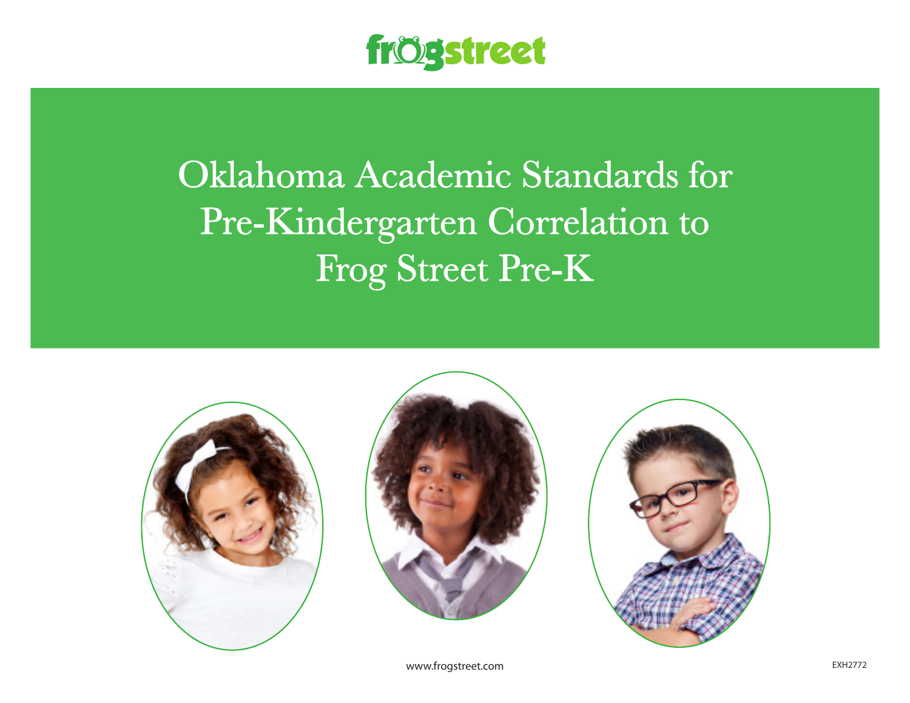frogstreet

# Oklahoma Academic Standards for Pre-Kindergarten Correlation to Frog Street Pre-K

www.frogstreet.com

EXH2772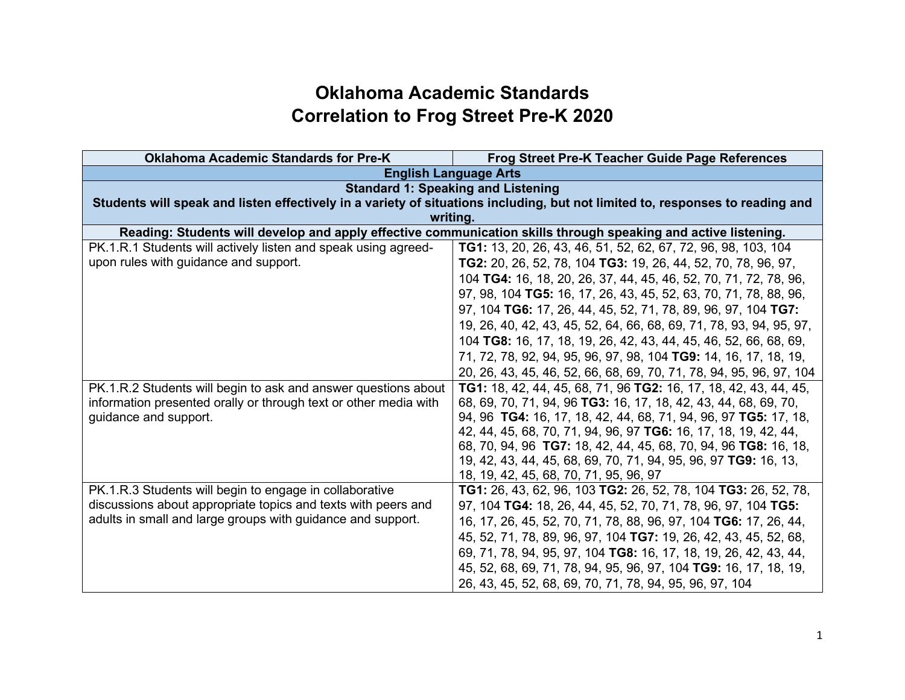# Oklahoma Academic Standards
# Correlation to Frog Street Pre-K 2020

| Oklahoma Academic Standards for Pre-K | Frog Street Pre-K Teacher Guide Page References |
|---|---|
| **English Language Arts** | |
| **Standard 1: Speaking and Listening**<br>**Students will speak and listen effectively in a variety of situations including, but not limited to, responses to reading and writing.** | |
| **Reading: Students will develop and apply effective communication skills through speaking and active listening.** | |
| PK.1.R.1 Students will actively listen and speak using agreed-upon rules with guidance and support. | **TG1:** 13, 20, 26, 43, 46, 51, 52, 62, 67, 72, 96, 98, 103, 104 **TG2:** 20, 26, 52, 78, 104 **TG3:** 19, 26, 44, 52, 70, 78, 96, 97, 104 **TG4:** 16, 18, 20, 26, 37, 44, 45, 46, 52, 70, 71, 72, 78, 96, 97, 98, 104 **TG5:** 16, 17, 26, 43, 45, 52, 63, 70, 71, 78, 88, 96, 97, 104 **TG6:** 17, 26, 44, 45, 52, 71, 78, 89, 96, 97, 104 **TG7:** 19, 26, 40, 42, 43, 45, 52, 64, 66, 68, 69, 71, 78, 93, 94, 95, 97, 104 **TG8:** 16, 17, 18, 19, 26, 42, 43, 44, 45, 46, 52, 66, 68, 69, 71, 72, 78, 92, 94, 95, 96, 97, 98, 104 **TG9:** 14, 16, 17, 18, 19, 20, 26, 43, 45, 46, 52, 66, 68, 69, 70, 71, 78, 94, 95, 96, 97, 104 |
| PK.1.R.2 Students will begin to ask and answer questions about information presented orally or through text or other media with guidance and support. | **TG1:** 18, 42, 44, 45, 68, 71, 96 **TG2:** 16, 17, 18, 42, 43, 44, 45, 68, 69, 70, 71, 94, 96 **TG3:** 16, 17, 18, 42, 43, 44, 68, 69, 70, 94, 96 **TG4:** 16, 17, 18, 42, 44, 68, 71, 94, 96, 97 **TG5:** 17, 18, 42, 44, 45, 68, 70, 71, 94, 96, 97 **TG6:** 16, 17, 18, 19, 42, 44, 68, 70, 94, 96 **TG7:** 18, 42, 44, 45, 68, 70, 94, 96 **TG8:** 16, 18, 19, 42, 43, 44, 45, 68, 69, 70, 71, 94, 95, 96, 97 **TG9:** 16, 13, 18, 19, 42, 45, 68, 70, 71, 95, 96, 97 |
| PK.1.R.3 Students will begin to engage in collaborative discussions about appropriate topics and texts with peers and adults in small and large groups with guidance and support. | **TG1:** 26, 43, 62, 96, 103 **TG2:** 26, 52, 78, 104 **TG3:** 26, 52, 78, 97, 104 **TG4:** 18, 26, 44, 45, 52, 70, 71, 78, 96, 97, 104 **TG5:** 16, 17, 26, 45, 52, 70, 71, 78, 88, 96, 97, 104 **TG6:** 17, 26, 44, 45, 52, 71, 78, 89, 96, 97, 104 **TG7:** 19, 26, 42, 43, 45, 52, 68, 69, 71, 78, 94, 95, 97, 104 **TG8:** 16, 17, 18, 19, 26, 42, 43, 44, 45, 52, 68, 69, 71, 78, 94, 95, 96, 97, 104 **TG9:** 16, 17, 18, 19, 26, 43, 45, 52, 68, 69, 70, 71, 78, 94, 95, 96, 97, 104 |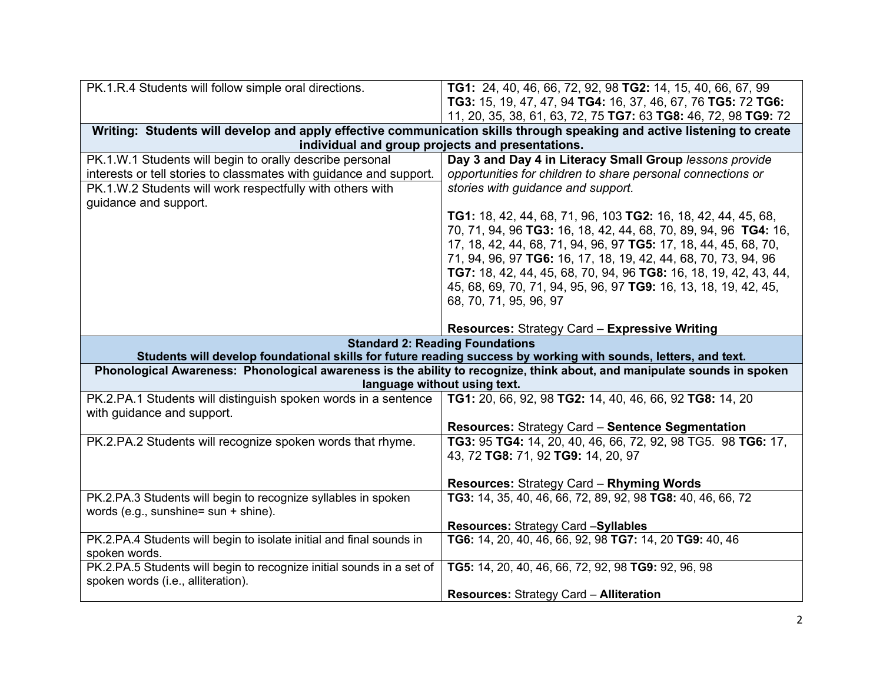| | |
|---|---|
| PK.1.R.4 Students will follow simple oral directions. | **TG1:** 24, 40, 46, 66, 72, 92, 98 **TG2:** 14, 15, 40, 66, 67, 99 **TG3:** 15, 19, 47, 47, 94 **TG4:** 16, 37, 46, 67, 76 **TG5:** 72 **TG6:** 11, 20, 35, 38, 61, 63, 72, 75 **TG7:** 63 **TG8:** 46, 72, 98 **TG9:** 72 |
| **Writing: Students will develop and apply effective communication skills through speaking and active listening to create individual and group projects and presentations.** | |
| PK.1.W.1 Students will begin to orally describe personal interests or tell stories to classmates with guidance and support.<br>PK.1.W.2 Students will work respectfully with others with guidance and support. | **Day 3 and Day 4 in Literacy Small Group** *lessons provide opportunities for children to share personal connections or stories with guidance and support.*<br><br>**TG1:** 18, 42, 44, 68, 71, 96, 103 **TG2:** 16, 18, 42, 44, 45, 68, 70, 71, 94, 96 **TG3:** 16, 18, 42, 44, 68, 70, 89, 94, 96 **TG4:** 16, 17, 18, 42, 44, 68, 71, 94, 96, 97 **TG5:** 17, 18, 44, 45, 68, 70, 71, 94, 96, 97 **TG6:** 16, 17, 18, 19, 42, 44, 68, 70, 73, 94, 96 **TG7:** 18, 42, 44, 45, 68, 70, 94, 96 **TG8:** 16, 18, 19, 42, 43, 44, 45, 68, 69, 70, 71, 94, 95, 96, 97 **TG9:** 16, 13, 18, 19, 42, 45, 68, 70, 71, 95, 96, 97<br><br>**Resources:** Strategy Card – **Expressive Writing** |
| **Standard 2: Reading Foundations**<br>**Students will develop foundational skills for future reading success by working with sounds, letters, and text.** | |
| **Phonological Awareness: Phonological awareness is the ability to recognize, think about, and manipulate sounds in spoken language without using text.** | |
| PK.2.PA.1 Students will distinguish spoken words in a sentence with guidance and support. | **TG1:** 20, 66, 92, 98 **TG2:** 14, 40, 46, 66, 92 **TG8:** 14, 20<br><br>**Resources:** Strategy Card – **Sentence Segmentation** |
| PK.2.PA.2 Students will recognize spoken words that rhyme. | **TG3:** 95 **TG4:** 14, 20, 40, 46, 66, 72, 92, 98 TG5. 98 **TG6:** 17, 43, 72 **TG8:** 71, 92 **TG9:** 14, 20, 97<br><br>**Resources:** Strategy Card – **Rhyming Words** |
| PK.2.PA.3 Students will begin to recognize syllables in spoken words (e.g., sunshine= sun + shine). | **TG3:** 14, 35, 40, 46, 66, 72, 89, 92, 98 **TG8:** 40, 46, 66, 72<br><br>**Resources:** Strategy Card –**Syllables** |
| PK.2.PA.4 Students will begin to isolate initial and final sounds in spoken words. | **TG6:** 14, 20, 40, 46, 66, 92, 98 **TG7:** 14, 20 **TG9:** 40, 46 |
| PK.2.PA.5 Students will begin to recognize initial sounds in a set of spoken words (i.e., alliteration). | **TG5:** 14, 20, 40, 46, 66, 72, 92, 98 **TG9:** 92, 96, 98<br><br>**Resources:** Strategy Card – **Alliteration** |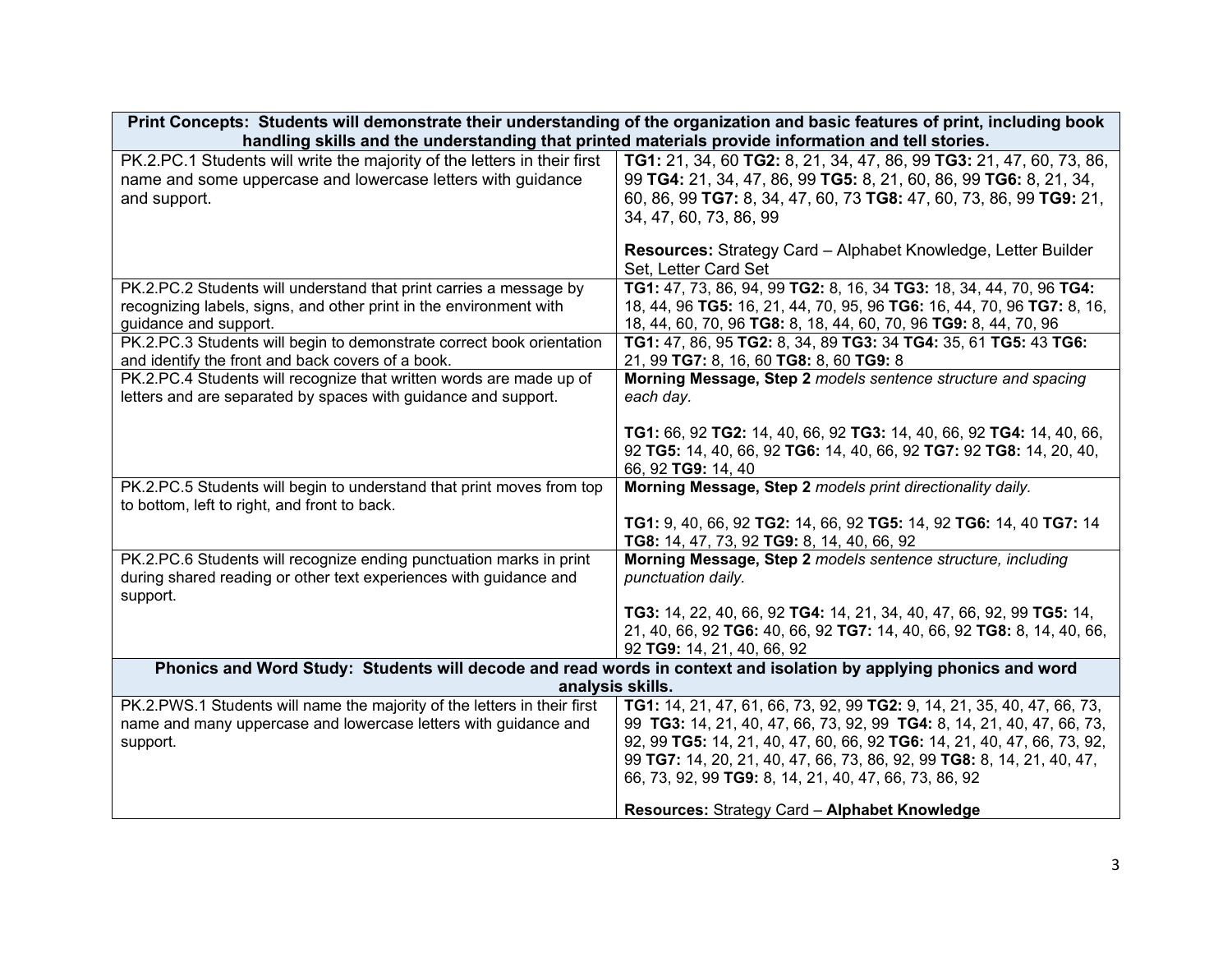| Print Concepts: Students will demonstrate their understanding of the organization and basic features of print, including book handling skills and the understanding that printed materials provide information and tell stories. | |
|---|---|
| PK.2.PC.1 Students will write the majority of the letters in their first name and some uppercase and lowercase letters with guidance and support. | **TG1:** 21, 34, 60 **TG2:** 8, 21, 34, 47, 86, 99 **TG3:** 21, 47, 60, 73, 86, 99 **TG4:** 21, 34, 47, 86, 99 **TG5:** 8, 21, 60, 86, 99 **TG6:** 8, 21, 34, 60, 86, 99 **TG7:** 8, 34, 47, 60, 73 **TG8:** 47, 60, 73, 86, 99 **TG9:** 21, 34, 47, 60, 73, 86, 99<br><br>**Resources:** Strategy Card – Alphabet Knowledge, Letter Builder Set, Letter Card Set |
| PK.2.PC.2 Students will understand that print carries a message by recognizing labels, signs, and other print in the environment with guidance and support. | **TG1:** 47, 73, 86, 94, 99 **TG2:** 8, 16, 34 **TG3:** 18, 34, 44, 70, 96 **TG4:** 18, 44, 96 **TG5:** 16, 21, 44, 70, 95, 96 **TG6:** 16, 44, 70, 96 **TG7:** 8, 16, 18, 44, 60, 70, 96 **TG8:** 8, 18, 44, 60, 70, 96 **TG9:** 8, 44, 70, 96 |
| PK.2.PC.3 Students will begin to demonstrate correct book orientation and identify the front and back covers of a book. | **TG1:** 47, 86, 95 **TG2:** 8, 34, 89 **TG3:** 34 **TG4:** 35, 61 **TG5:** 43 **TG6:** 21, 99 **TG7:** 8, 16, 60 **TG8:** 8, 60 **TG9:** 8 |
| PK.2.PC.4 Students will recognize that written words are made up of letters and are separated by spaces with guidance and support. | **Morning Message, Step 2** *models sentence structure and spacing each day.*<br><br>**TG1:** 66, 92 **TG2:** 14, 40, 66, 92 **TG3:** 14, 40, 66, 92 **TG4:** 14, 40, 66, 92 **TG5:** 14, 40, 66, 92 **TG6:** 14, 40, 66, 92 **TG7:** 92 **TG8:** 14, 20, 40, 66, 92 **TG9:** 14, 40 |
| PK.2.PC.5 Students will begin to understand that print moves from top to bottom, left to right, and front to back. | **Morning Message, Step 2** *models print directionality daily.*<br><br>**TG1:** 9, 40, 66, 92 **TG2:** 14, 66, 92 **TG5:** 14, 92 **TG6:** 14, 40 **TG7:** 14 **TG8:** 14, 47, 73, 92 **TG9:** 8, 14, 40, 66, 92 |
| PK.2.PC.6 Students will recognize ending punctuation marks in print during shared reading or other text experiences with guidance and support. | **Morning Message, Step 2** *models sentence structure, including punctuation daily.*<br><br>**TG3:** 14, 22, 40, 66, 92 **TG4:** 14, 21, 34, 40, 47, 66, 92, 99 **TG5:** 14, 21, 40, 66, 92 **TG6:** 40, 66, 92 **TG7:** 14, 40, 66, 92 **TG8:** 8, 14, 40, 66, 92 **TG9:** 14, 21, 40, 66, 92 |
| **Phonics and Word Study: Students will decode and read words in context and isolation by applying phonics and word analysis skills.** | |
| PK.2.PWS.1 Students will name the majority of the letters in their first name and many uppercase and lowercase letters with guidance and support. | **TG1:** 14, 21, 47, 61, 66, 73, 92, 99 **TG2:** 9, 14, 21, 35, 40, 47, 66, 73, 99 **TG3:** 14, 21, 40, 47, 66, 73, 92, 99 **TG4:** 8, 14, 21, 40, 47, 66, 73, 92, 99 **TG5:** 14, 21, 40, 47, 60, 66, 92 **TG6:** 14, 21, 40, 47, 66, 73, 92, 99 **TG7:** 14, 20, 21, 40, 47, 66, 73, 86, 92, 99 **TG8:** 8, 14, 21, 40, 47, 66, 73, 92, 99 **TG9:** 8, 14, 21, 40, 47, 66, 73, 86, 92<br><br>**Resources:** Strategy Card – **Alphabet Knowledge** |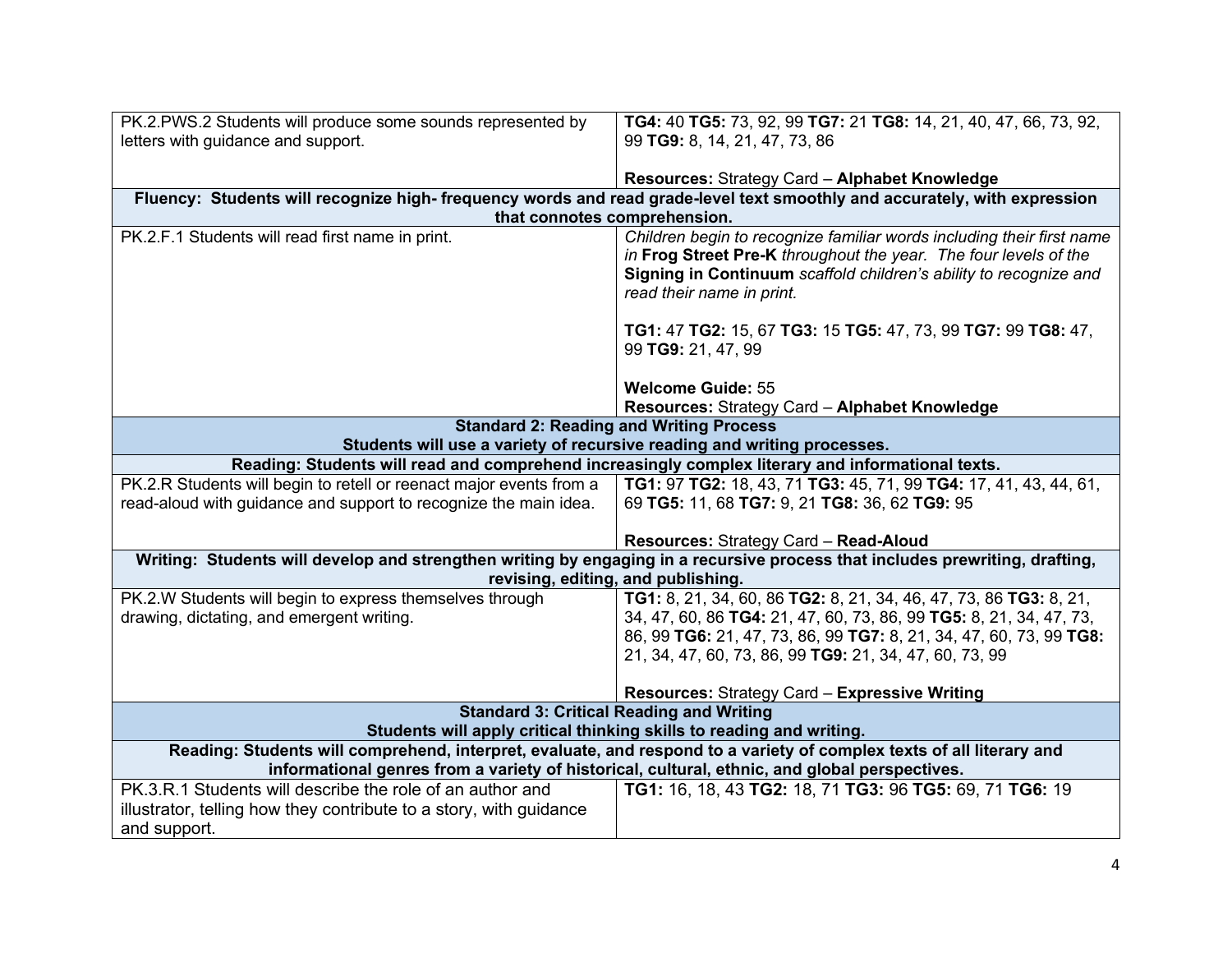| | |
|---|---|
| PK.2.PWS.2 Students will produce some sounds represented by letters with guidance and support. | **TG4:** 40 **TG5:** 73, 92, 99 **TG7:** 21 **TG8:** 14, 21, 40, 47, 66, 73, 92, 99 **TG9:** 8, 14, 21, 47, 73, 86<br><br>**Resources:** Strategy Card – **Alphabet Knowledge** |
| **Fluency: Students will recognize high- frequency words and read grade-level text smoothly and accurately, with expression that connotes comprehension.** | |
| PK.2.F.1 Students will read first name in print. | *Children begin to recognize familiar words including their first name in* ***Frog Street Pre-K*** *throughout the year. The four levels of the* ***Signing in Continuum*** *scaffold children's ability to recognize and read their name in print.*<br><br>**TG1:** 47 **TG2:** 15, 67 **TG3:** 15 **TG5:** 47, 73, 99 **TG7:** 99 **TG8:** 47, 99 **TG9:** 21, 47, 99<br><br>**Welcome Guide:** 55<br>**Resources:** Strategy Card – **Alphabet Knowledge** |
| **Standard 2: Reading and Writing Process**<br>**Students will use a variety of recursive reading and writing processes.** | |
| **Reading: Students will read and comprehend increasingly complex literary and informational texts.** | |
| PK.2.R Students will begin to retell or reenact major events from a read-aloud with guidance and support to recognize the main idea. | **TG1:** 97 **TG2:** 18, 43, 71 **TG3:** 45, 71, 99 **TG4:** 17, 41, 43, 44, 61, 69 **TG5:** 11, 68 **TG7:** 9, 21 **TG8:** 36, 62 **TG9:** 95<br><br>**Resources:** Strategy Card – **Read-Aloud** |
| **Writing: Students will develop and strengthen writing by engaging in a recursive process that includes prewriting, drafting, revising, editing, and publishing.** | |
| PK.2.W Students will begin to express themselves through drawing, dictating, and emergent writing. | **TG1:** 8, 21, 34, 60, 86 **TG2:** 8, 21, 34, 46, 47, 73, 86 **TG3:** 8, 21, 34, 47, 60, 86 **TG4:** 21, 47, 60, 73, 86, 99 **TG5:** 8, 21, 34, 47, 73, 86, 99 **TG6:** 21, 47, 73, 86, 99 **TG7:** 8, 21, 34, 47, 60, 73, 99 **TG8:** 21, 34, 47, 60, 73, 86, 99 **TG9:** 21, 34, 47, 60, 73, 99<br><br>**Resources:** Strategy Card – **Expressive Writing** |
| **Standard 3: Critical Reading and Writing**<br>**Students will apply critical thinking skills to reading and writing.** | |
| **Reading: Students will comprehend, interpret, evaluate, and respond to a variety of complex texts of all literary and informational genres from a variety of historical, cultural, ethnic, and global perspectives.** | |
| PK.3.R.1 Students will describe the role of an author and illustrator, telling how they contribute to a story, with guidance and support. | **TG1:** 16, 18, 43 **TG2:** 18, 71 **TG3:** 96 **TG5:** 69, 71 **TG6:** 19 |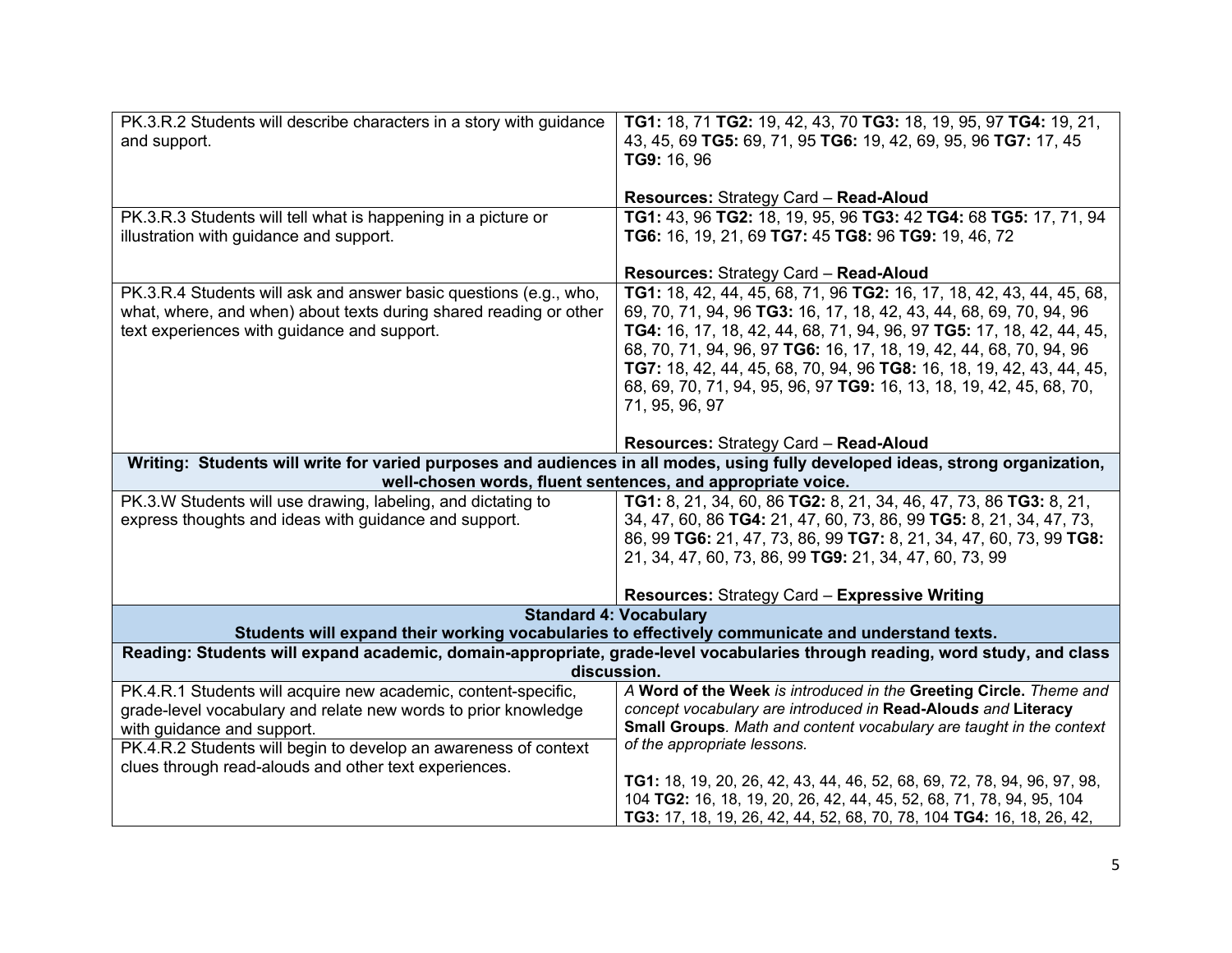| | |
|---|---|
| PK.3.R.2 Students will describe characters in a story with guidance and support. | **TG1:** 18, 71 **TG2:** 19, 42, 43, 70 **TG3:** 18, 19, 95, 97 **TG4:** 19, 21, 43, 45, 69 **TG5:** 69, 71, 95 **TG6:** 19, 42, 69, 95, 96 **TG7:** 17, 45 **TG9:** 16, 96<br><br>**Resources:** Strategy Card – **Read-Aloud** |
| PK.3.R.3 Students will tell what is happening in a picture or illustration with guidance and support. | **TG1:** 43, 96 **TG2:** 18, 19, 95, 96 **TG3:** 42 **TG4:** 68 **TG5:** 17, 71, 94 **TG6:** 16, 19, 21, 69 **TG7:** 45 **TG8:** 96 **TG9:** 19, 46, 72<br><br>**Resources:** Strategy Card – **Read-Aloud** |
| PK.3.R.4 Students will ask and answer basic questions (e.g., who, what, where, and when) about texts during shared reading or other text experiences with guidance and support. | **TG1:** 18, 42, 44, 45, 68, 71, 96 **TG2:** 16, 17, 18, 42, 43, 44, 45, 68, 69, 70, 71, 94, 96 **TG3:** 16, 17, 18, 42, 43, 44, 68, 69, 70, 94, 96 **TG4:** 16, 17, 18, 42, 44, 68, 71, 94, 96, 97 **TG5:** 17, 18, 42, 44, 45, 68, 70, 71, 94, 96, 97 **TG6:** 16, 17, 18, 19, 42, 44, 68, 70, 94, 96 **TG7:** 18, 42, 44, 45, 68, 70, 94, 96 **TG8:** 16, 18, 19, 42, 43, 44, 45, 68, 69, 70, 71, 94, 95, 96, 97 **TG9:** 16, 13, 18, 19, 42, 45, 68, 70, 71, 95, 96, 97<br><br>**Resources:** Strategy Card – **Read-Aloud** |
| **Writing: Students will write for varied purposes and audiences in all modes, using fully developed ideas, strong organization, well-chosen words, fluent sentences, and appropriate voice.** | |
| PK.3.W Students will use drawing, labeling, and dictating to express thoughts and ideas with guidance and support. | **TG1:** 8, 21, 34, 60, 86 **TG2:** 8, 21, 34, 46, 47, 73, 86 **TG3:** 8, 21, 34, 47, 60, 86 **TG4:** 21, 47, 60, 73, 86, 99 **TG5:** 8, 21, 34, 47, 73, 86, 99 **TG6:** 21, 47, 73, 86, 99 **TG7:** 8, 21, 34, 47, 60, 73, 99 **TG8:** 21, 34, 47, 60, 73, 86, 99 **TG9:** 21, 34, 47, 60, 73, 99<br><br>**Resources:** Strategy Card – **Expressive Writing** |
| **Standard 4: Vocabulary**<br>**Students will expand their working vocabularies to effectively communicate and understand texts.** | |
| **Reading: Students will expand academic, domain-appropriate, grade-level vocabularies through reading, word study, and class discussion.** | |
| PK.4.R.1 Students will acquire new academic, content-specific, grade-level vocabulary and relate new words to prior knowledge with guidance and support.<br><br>PK.4.R.2 Students will begin to develop an awareness of context clues through read-alouds and other text experiences. | *A* ***Word of the Week*** *is introduced in the* ***Greeting Circle.*** *Theme and concept vocabulary are introduced in* ***Read-Alouds*** *and* ***Literacy Small Groups****. Math and content vocabulary are taught in the context of the appropriate lessons.*<br><br>**TG1:** 18, 19, 20, 26, 42, 43, 44, 46, 52, 68, 69, 72, 78, 94, 96, 97, 98, 104 **TG2:** 16, 18, 19, 20, 26, 42, 44, 45, 52, 68, 71, 78, 94, 95, 104 **TG3:** 17, 18, 19, 26, 42, 44, 52, 68, 70, 78, 104 **TG4:** 16, 18, 26, 42, |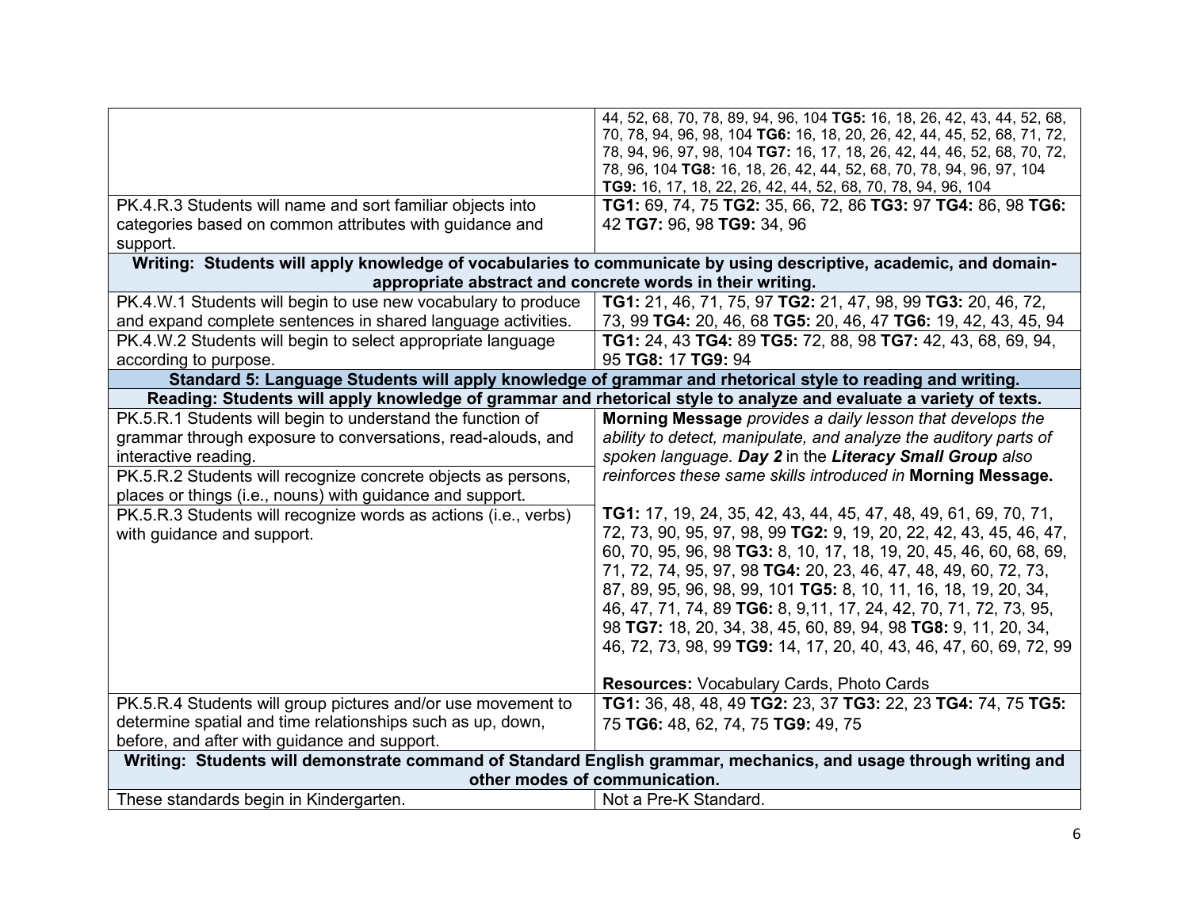| | |
|---|---|
| | 44, 52, 68, 70, 78, 89, 94, 96, 104 **TG5:** 16, 18, 26, 42, 43, 44, 52, 68, 70, 78, 94, 96, 98, 104 **TG6:** 16, 18, 20, 26, 42, 44, 45, 52, 68, 71, 72, 78, 94, 96, 97, 98, 104 **TG7:** 16, 17, 18, 26, 42, 44, 46, 52, 68, 70, 72, 78, 96, 104 **TG8:** 16, 18, 26, 42, 44, 52, 68, 70, 78, 94, 96, 97, 104 **TG9:** 16, 17, 18, 22, 26, 42, 44, 52, 68, 70, 78, 94, 96, 104 |
| PK.4.R.3 Students will name and sort familiar objects into categories based on common attributes with guidance and support. | **TG1:** 69, 74, 75 **TG2:** 35, 66, 72, 86 **TG3:** 97 **TG4:** 86, 98 **TG6:** 42 **TG7:** 96, 98 **TG9:** 34, 96 |
| **Writing: Students will apply knowledge of vocabularies to communicate by using descriptive, academic, and domain-appropriate abstract and concrete words in their writing.** | |
| PK.4.W.1 Students will begin to use new vocabulary to produce and expand complete sentences in shared language activities. | **TG1:** 21, 46, 71, 75, 97 **TG2:** 21, 47, 98, 99 **TG3:** 20, 46, 72, 73, 99 **TG4:** 20, 46, 68 **TG5:** 20, 46, 47 **TG6:** 19, 42, 43, 45, 94 |
| PK.4.W.2 Students will begin to select appropriate language according to purpose. | **TG1:** 24, 43 **TG4:** 89 **TG5:** 72, 88, 98 **TG7:** 42, 43, 68, 69, 94, 95 **TG8:** 17 **TG9:** 94 |
| **Standard 5: Language Students will apply knowledge of grammar and rhetorical style to reading and writing.** | |
| **Reading: Students will apply knowledge of grammar and rhetorical style to analyze and evaluate a variety of texts.** | |
| PK.5.R.1 Students will begin to understand the function of grammar through exposure to conversations, read-alouds, and interactive reading.<br>PK.5.R.2 Students will recognize concrete objects as persons, places or things (i.e., nouns) with guidance and support.<br>PK.5.R.3 Students will recognize words as actions (i.e., verbs) with guidance and support. | **Morning Message** *provides a daily lesson that develops the ability to detect, manipulate, and analyze the auditory parts of spoken language.* ***Day 2*** *in the* ***Literacy Small Group*** *also reinforces these same skills introduced in* **Morning Message.**<br><br>**TG1:** 17, 19, 24, 35, 42, 43, 44, 45, 47, 48, 49, 61, 69, 70, 71, 72, 73, 90, 95, 97, 98, 99 **TG2:** 9, 19, 20, 22, 42, 43, 45, 46, 47, 60, 70, 95, 96, 98 **TG3:** 8, 10, 17, 18, 19, 20, 45, 46, 60, 68, 69, 71, 72, 74, 95, 97, 98 **TG4:** 20, 23, 46, 47, 48, 49, 60, 72, 73, 87, 89, 95, 96, 98, 99, 101 **TG5:** 8, 10, 11, 16, 18, 19, 20, 34, 46, 47, 71, 74, 89 **TG6:** 8, 9,11, 17, 24, 42, 70, 71, 72, 73, 95, 98 **TG7:** 18, 20, 34, 38, 45, 60, 89, 94, 98 **TG8:** 9, 11, 20, 34, 46, 72, 73, 98, 99 **TG9:** 14, 17, 20, 40, 43, 46, 47, 60, 69, 72, 99<br><br>**Resources:** Vocabulary Cards, Photo Cards |
| PK.5.R.4 Students will group pictures and/or use movement to determine spatial and time relationships such as up, down, before, and after with guidance and support. | **TG1:** 36, 48, 48, 49 **TG2:** 23, 37 **TG3:** 22, 23 **TG4:** 74, 75 **TG5:** 75 **TG6:** 48, 62, 74, 75 **TG9:** 49, 75 |
| **Writing: Students will demonstrate command of Standard English grammar, mechanics, and usage through writing and other modes of communication.** | |
| These standards begin in Kindergarten. | Not a Pre-K Standard. |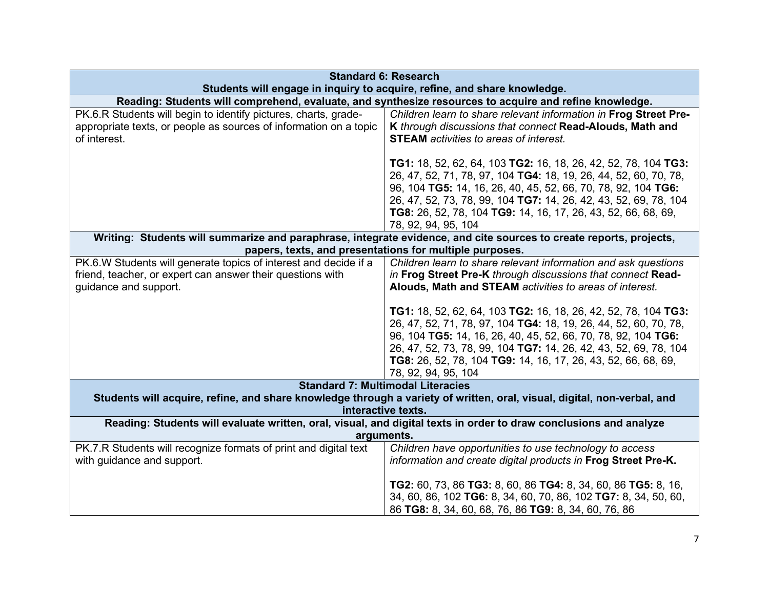| **Standard 6: Research**<br>**Students will engage in inquiry to acquire, refine, and share knowledge.** | |
|---|---|
| **Reading: Students will comprehend, evaluate, and synthesize resources to acquire and refine knowledge.** | |
| PK.6.R Students will begin to identify pictures, charts, grade-appropriate texts, or people as sources of information on a topic of interest. | *Children learn to share relevant information in* **Frog Street Pre-K** *through discussions that connect* **Read-Alouds, Math and STEAM** *activities to areas of interest.*<br><br>**TG1:** 18, 52, 62, 64, 103 **TG2:** 16, 18, 26, 42, 52, 78, 104 **TG3:** 26, 47, 52, 71, 78, 97, 104 **TG4:** 18, 19, 26, 44, 52, 60, 70, 78, 96, 104 **TG5:** 14, 16, 26, 40, 45, 52, 66, 70, 78, 92, 104 **TG6:** 26, 47, 52, 73, 78, 99, 104 **TG7:** 14, 26, 42, 43, 52, 69, 78, 104 **TG8:** 26, 52, 78, 104 **TG9:** 14, 16, 17, 26, 43, 52, 66, 68, 69, 78, 92, 94, 95, 104 |
| **Writing: Students will summarize and paraphrase, integrate evidence, and cite sources to create reports, projects, papers, texts, and presentations for multiple purposes.** | |
| PK.6.W Students will generate topics of interest and decide if a friend, teacher, or expert can answer their questions with guidance and support. | *Children learn to share relevant information and ask questions in* **Frog Street Pre-K** *through discussions that connect* **Read-Alouds, Math and STEAM** *activities to areas of interest.*<br><br>**TG1:** 18, 52, 62, 64, 103 **TG2:** 16, 18, 26, 42, 52, 78, 104 **TG3:** 26, 47, 52, 71, 78, 97, 104 **TG4:** 18, 19, 26, 44, 52, 60, 70, 78, 96, 104 **TG5:** 14, 16, 26, 40, 45, 52, 66, 70, 78, 92, 104 **TG6:** 26, 47, 52, 73, 78, 99, 104 **TG7:** 14, 26, 42, 43, 52, 69, 78, 104 **TG8:** 26, 52, 78, 104 **TG9:** 14, 16, 17, 26, 43, 52, 66, 68, 69, 78, 92, 94, 95, 104 |
| **Standard 7: Multimodal Literacies**<br>**Students will acquire, refine, and share knowledge through a variety of written, oral, visual, digital, non-verbal, and interactive texts.** | |
| **Reading: Students will evaluate written, oral, visual, and digital texts in order to draw conclusions and analyze arguments.** | |
| PK.7.R Students will recognize formats of print and digital text with guidance and support. | *Children have opportunities to use technology to access information and create digital products in* **Frog Street Pre-K.**<br><br>**TG2:** 60, 73, 86 **TG3:** 8, 60, 86 **TG4:** 8, 34, 60, 86 **TG5:** 8, 16, 34, 60, 86, 102 **TG6:** 8, 34, 60, 70, 86, 102 **TG7:** 8, 34, 50, 60, 86 **TG8:** 8, 34, 60, 68, 76, 86 **TG9:** 8, 34, 60, 76, 86 |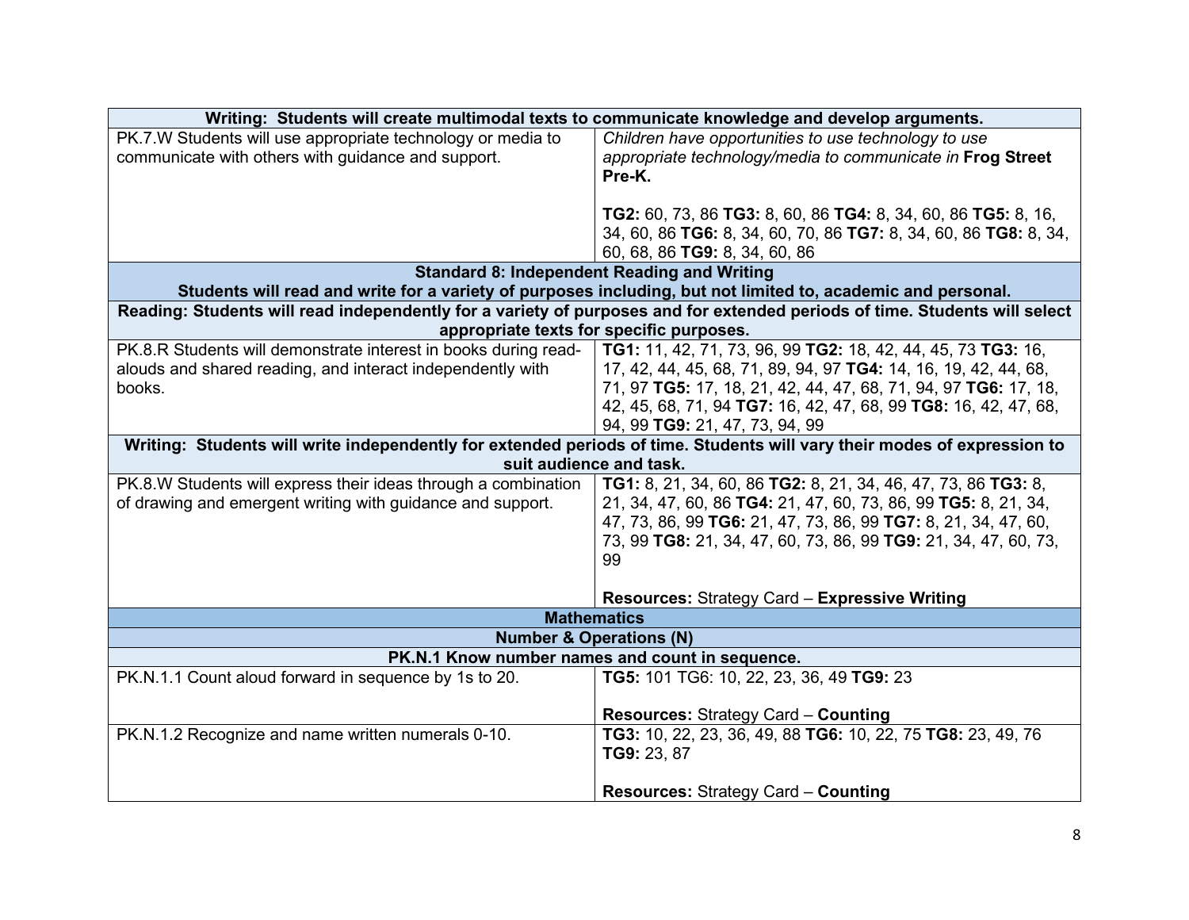| **Writing: Students will create multimodal texts to communicate knowledge and develop arguments.** | |
|---|---|
| PK.7.W Students will use appropriate technology or media to communicate with others with guidance and support. | *Children have opportunities to use technology to use appropriate technology/media to communicate in* **Frog Street Pre-K.**<br><br>**TG2:** 60, 73, 86 **TG3:** 8, 60, 86 **TG4:** 8, 34, 60, 86 **TG5:** 8, 16, 34, 60, 86 **TG6:** 8, 34, 60, 70, 86 **TG7:** 8, 34, 60, 86 **TG8:** 8, 34, 60, 68, 86 **TG9:** 8, 34, 60, 86 |
| **Standard 8: Independent Reading and Writing**<br>**Students will read and write for a variety of purposes including, but not limited to, academic and personal.** | |
| **Reading: Students will read independently for a variety of purposes and for extended periods of time. Students will select appropriate texts for specific purposes.** | |
| PK.8.R Students will demonstrate interest in books during read-alouds and shared reading, and interact independently with books. | **TG1:** 11, 42, 71, 73, 96, 99 **TG2:** 18, 42, 44, 45, 73 **TG3:** 16, 17, 42, 44, 45, 68, 71, 89, 94, 97 **TG4:** 14, 16, 19, 42, 44, 68, 71, 97 **TG5:** 17, 18, 21, 42, 44, 47, 68, 71, 94, 97 **TG6:** 17, 18, 42, 45, 68, 71, 94 **TG7:** 16, 42, 47, 68, 99 **TG8:** 16, 42, 47, 68, 94, 99 **TG9:** 21, 47, 73, 94, 99 |
| **Writing: Students will write independently for extended periods of time. Students will vary their modes of expression to suit audience and task.** | |
| PK.8.W Students will express their ideas through a combination of drawing and emergent writing with guidance and support. | **TG1:** 8, 21, 34, 60, 86 **TG2:** 8, 21, 34, 46, 47, 73, 86 **TG3:** 8, 21, 34, 47, 60, 86 **TG4:** 21, 47, 60, 73, 86, 99 **TG5:** 8, 21, 34, 47, 73, 86, 99 **TG6:** 21, 47, 73, 86, 99 **TG7:** 8, 21, 34, 47, 60, 73, 99 **TG8:** 21, 34, 47, 60, 73, 86, 99 **TG9:** 21, 34, 47, 60, 73, 99<br><br>**Resources:** Strategy Card – **Expressive Writing** |
| **Mathematics** | |
| **Number & Operations (N)** | |
| **PK.N.1 Know number names and count in sequence.** | |
| PK.N.1.1 Count aloud forward in sequence by 1s to 20. | **TG5:** 101 TG6: 10, 22, 23, 36, 49 **TG9:** 23<br><br>**Resources:** Strategy Card – **Counting** |
| PK.N.1.2 Recognize and name written numerals 0-10. | **TG3:** 10, 22, 23, 36, 49, 88 **TG6:** 10, 22, 75 **TG8:** 23, 49, 76 **TG9:** 23, 87<br><br>**Resources:** Strategy Card – **Counting** |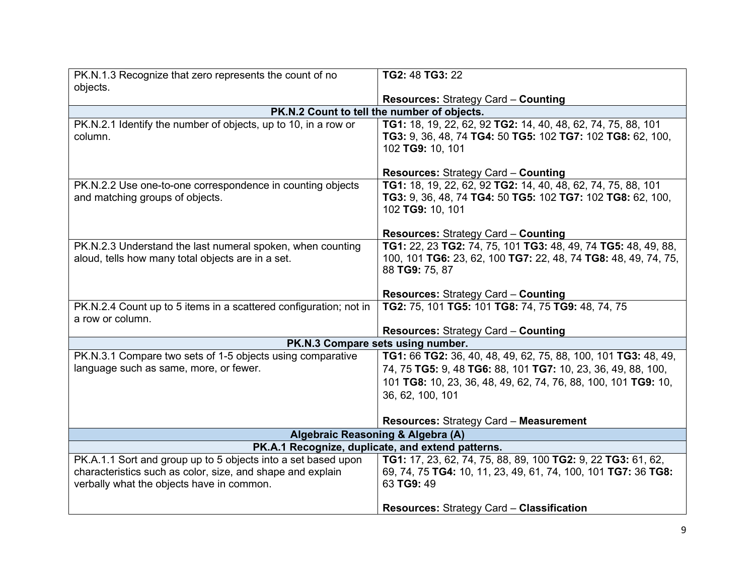| | |
|---|---|
| PK.N.1.3 Recognize that zero represents the count of no objects. | **TG2:** 48 **TG3:** 22<br><br>**Resources:** Strategy Card – **Counting** |
| **PK.N.2 Count to tell the number of objects.** | |
| PK.N.2.1 Identify the number of objects, up to 10, in a row or column. | **TG1:** 18, 19, 22, 62, 92 **TG2:** 14, 40, 48, 62, 74, 75, 88, 101 **TG3:** 9, 36, 48, 74 **TG4:** 50 **TG5:** 102 **TG7:** 102 **TG8:** 62, 100, 102 **TG9:** 10, 101<br><br>**Resources:** Strategy Card – **Counting** |
| PK.N.2.2 Use one-to-one correspondence in counting objects and matching groups of objects. | **TG1:** 18, 19, 22, 62, 92 **TG2:** 14, 40, 48, 62, 74, 75, 88, 101 **TG3:** 9, 36, 48, 74 **TG4:** 50 **TG5:** 102 **TG7:** 102 **TG8:** 62, 100, 102 **TG9:** 10, 101<br><br>**Resources:** Strategy Card – **Counting** |
| PK.N.2.3 Understand the last numeral spoken, when counting aloud, tells how many total objects are in a set. | **TG1:** 22, 23 **TG2:** 74, 75, 101 **TG3:** 48, 49, 74 **TG5:** 48, 49, 88, 100, 101 **TG6:** 23, 62, 100 **TG7:** 22, 48, 74 **TG8:** 48, 49, 74, 75, 88 **TG9:** 75, 87<br><br>**Resources:** Strategy Card – **Counting** |
| PK.N.2.4 Count up to 5 items in a scattered configuration; not in a row or column. | **TG2:** 75, 101 **TG5:** 101 **TG8:** 74, 75 **TG9:** 48, 74, 75<br><br>**Resources:** Strategy Card – **Counting** |
| **PK.N.3 Compare sets using number.** | |
| PK.N.3.1 Compare two sets of 1-5 objects using comparative language such as same, more, or fewer. | **TG1:** 66 **TG2:** 36, 40, 48, 49, 62, 75, 88, 100, 101 **TG3:** 48, 49, 74, 75 **TG5:** 9, 48 **TG6:** 88, 101 **TG7:** 10, 23, 36, 49, 88, 100, 101 **TG8:** 10, 23, 36, 48, 49, 62, 74, 76, 88, 100, 101 **TG9:** 10, 36, 62, 100, 101<br><br>**Resources:** Strategy Card – **Measurement** |
| **Algebraic Reasoning & Algebra (A)** | |
| **PK.A.1 Recognize, duplicate, and extend patterns.** | |
| PK.A.1.1 Sort and group up to 5 objects into a set based upon characteristics such as color, size, and shape and explain verbally what the objects have in common. | **TG1:** 17, 23, 62, 74, 75, 88, 89, 100 **TG2:** 9, 22 **TG3:** 61, 62, 69, 74, 75 **TG4:** 10, 11, 23, 49, 61, 74, 100, 101 **TG7:** 36 **TG8:** 63 **TG9:** 49<br><br>**Resources:** Strategy Card – **Classification** |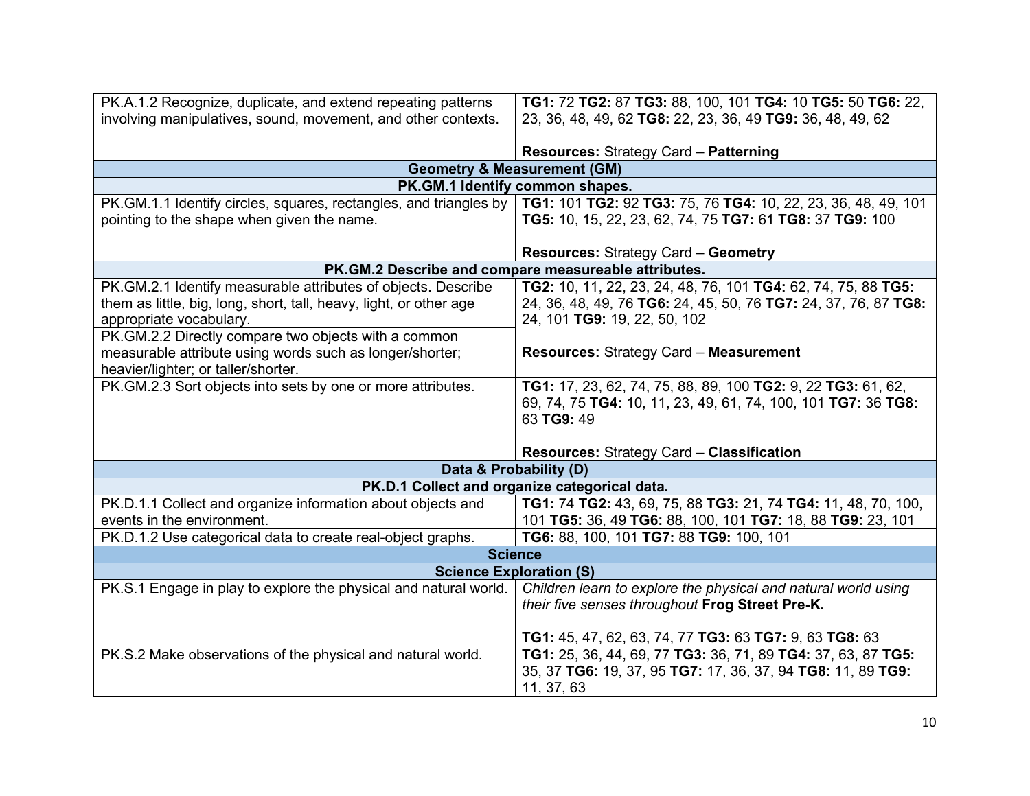| | |
|---|---|
| PK.A.1.2 Recognize, duplicate, and extend repeating patterns involving manipulatives, sound, movement, and other contexts. | **TG1:** 72 **TG2:** 87 **TG3:** 88, 100, 101 **TG4:** 10 **TG5:** 50 **TG6:** 22, 23, 36, 48, 49, 62 **TG8:** 22, 23, 36, 49 **TG9:** 36, 48, 49, 62<br><br>**Resources:** Strategy Card – **Patterning** |
| **Geometry & Measurement (GM)** | |
| **PK.GM.1 Identify common shapes.** | |
| PK.GM.1.1 Identify circles, squares, rectangles, and triangles by pointing to the shape when given the name. | **TG1:** 101 **TG2:** 92 **TG3:** 75, 76 **TG4:** 10, 22, 23, 36, 48, 49, 101 **TG5:** 10, 15, 22, 23, 62, 74, 75 **TG7:** 61 **TG8:** 37 **TG9:** 100<br><br>**Resources:** Strategy Card – **Geometry** |
| **PK.GM.2 Describe and compare measureable attributes.** | |
| PK.GM.2.1 Identify measurable attributes of objects. Describe them as little, big, long, short, tall, heavy, light, or other age appropriate vocabulary.<br><br>PK.GM.2.2 Directly compare two objects with a common measurable attribute using words such as longer/shorter; heavier/lighter; or taller/shorter. | **TG2:** 10, 11, 22, 23, 24, 48, 76, 101 **TG4:** 62, 74, 75, 88 **TG5:** 24, 36, 48, 49, 76 **TG6:** 24, 45, 50, 76 **TG7:** 24, 37, 76, 87 **TG8:** 24, 101 **TG9:** 19, 22, 50, 102<br><br>**Resources:** Strategy Card – **Measurement** |
| PK.GM.2.3 Sort objects into sets by one or more attributes. | **TG1:** 17, 23, 62, 74, 75, 88, 89, 100 **TG2:** 9, 22 **TG3:** 61, 62, 69, 74, 75 **TG4:** 10, 11, 23, 49, 61, 74, 100, 101 **TG7:** 36 **TG8:** 63 **TG9:** 49<br><br>**Resources:** Strategy Card – **Classification** |
| **Data & Probability (D)** | |
| **PK.D.1 Collect and organize categorical data.** | |
| PK.D.1.1 Collect and organize information about objects and events in the environment. | **TG1:** 74 **TG2:** 43, 69, 75, 88 **TG3:** 21, 74 **TG4:** 11, 48, 70, 100, 101 **TG5:** 36, 49 **TG6:** 88, 100, 101 **TG7:** 18, 88 **TG9:** 23, 101 |
| PK.D.1.2 Use categorical data to create real-object graphs. | **TG6:** 88, 100, 101 **TG7:** 88 **TG9:** 100, 101 |
| **Science** | |
| **Science Exploration (S)** | |
| PK.S.1 Engage in play to explore the physical and natural world. | *Children learn to explore the physical and natural world using their five senses throughout* **Frog Street Pre-K.**<br><br>**TG1:** 45, 47, 62, 63, 74, 77 **TG3:** 63 **TG7:** 9, 63 **TG8:** 63 |
| PK.S.2 Make observations of the physical and natural world. | **TG1:** 25, 36, 44, 69, 77 **TG3:** 36, 71, 89 **TG4:** 37, 63, 87 **TG5:** 35, 37 **TG6:** 19, 37, 95 **TG7:** 17, 36, 37, 94 **TG8:** 11, 89 **TG9:** 11, 37, 63 |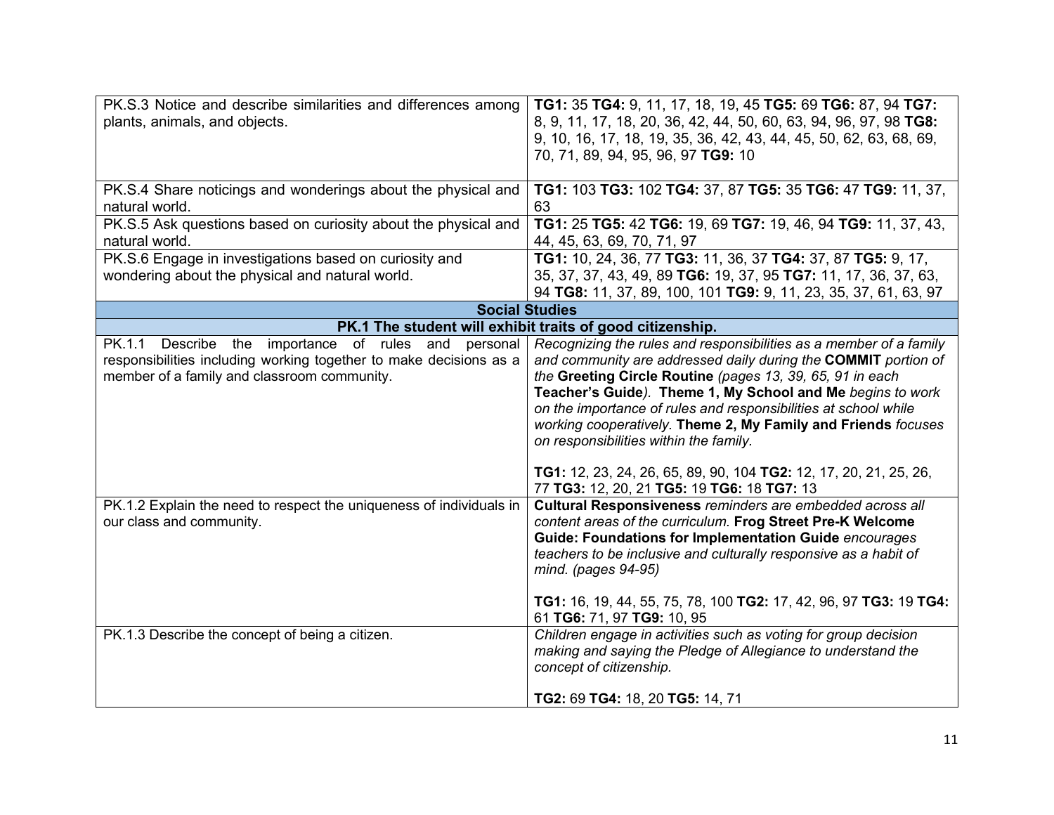| | |
|---|---|
| PK.S.3 Notice and describe similarities and differences among plants, animals, and objects. | **TG1:** 35 **TG4:** 9, 11, 17, 18, 19, 45 **TG5:** 69 **TG6:** 87, 94 **TG7:** 8, 9, 11, 17, 18, 20, 36, 42, 44, 50, 60, 63, 94, 96, 97, 98 **TG8:** 9, 10, 16, 17, 18, 19, 35, 36, 42, 43, 44, 45, 50, 62, 63, 68, 69, 70, 71, 89, 94, 95, 96, 97 **TG9:** 10 |
| PK.S.4 Share noticings and wonderings about the physical and natural world. | **TG1:** 103 **TG3:** 102 **TG4:** 37, 87 **TG5:** 35 **TG6:** 47 **TG9:** 11, 37, 63 |
| PK.S.5 Ask questions based on curiosity about the physical and natural world. | **TG1:** 25 **TG5:** 42 **TG6:** 19, 69 **TG7:** 19, 46, 94 **TG9:** 11, 37, 43, 44, 45, 63, 69, 70, 71, 97 |
| PK.S.6 Engage in investigations based on curiosity and wondering about the physical and natural world. | **TG1:** 10, 24, 36, 77 **TG3:** 11, 36, 37 **TG4:** 37, 87 **TG5:** 9, 17, 35, 37, 37, 43, 49, 89 **TG6:** 19, 37, 95 **TG7:** 11, 17, 36, 37, 63, 94 **TG8:** 11, 37, 89, 100, 101 **TG9:** 9, 11, 23, 35, 37, 61, 63, 97 |
| **Social Studies** | |
| **PK.1 The student will exhibit traits of good citizenship.** | |
| PK.1.1 Describe the importance of rules and personal responsibilities including working together to make decisions as a member of a family and classroom community. | *Recognizing the rules and responsibilities as a member of a family and community are addressed daily during the* **COMMIT** *portion of the* **Greeting Circle Routine** *(pages 13, 39, 65, 91 in each* **Teacher's Guide***).* **Theme 1, My School and Me** *begins to work on the importance of rules and responsibilities at school while working cooperatively.* **Theme 2, My Family and Friends** *focuses on responsibilities within the family.*<br><br>**TG1:** 12, 23, 24, 26, 65, 89, 90, 104 **TG2:** 12, 17, 20, 21, 25, 26, 77 **TG3:** 12, 20, 21 **TG5:** 19 **TG6:** 18 **TG7:** 13 |
| PK.1.2 Explain the need to respect the uniqueness of individuals in our class and community. | **Cultural Responsiveness** *reminders are embedded across all content areas of the curriculum.* **Frog Street Pre-K Welcome Guide: Foundations for Implementation Guide** *encourages teachers to be inclusive and culturally responsive as a habit of mind. (pages 94-95)*<br><br>**TG1:** 16, 19, 44, 55, 75, 78, 100 **TG2:** 17, 42, 96, 97 **TG3:** 19 **TG4:** 61 **TG6:** 71, 97 **TG9:** 10, 95 |
| PK.1.3 Describe the concept of being a citizen. | *Children engage in activities such as voting for group decision making and saying the Pledge of Allegiance to understand the concept of citizenship.*<br><br>**TG2:** 69 **TG4:** 18, 20 **TG5:** 14, 71 |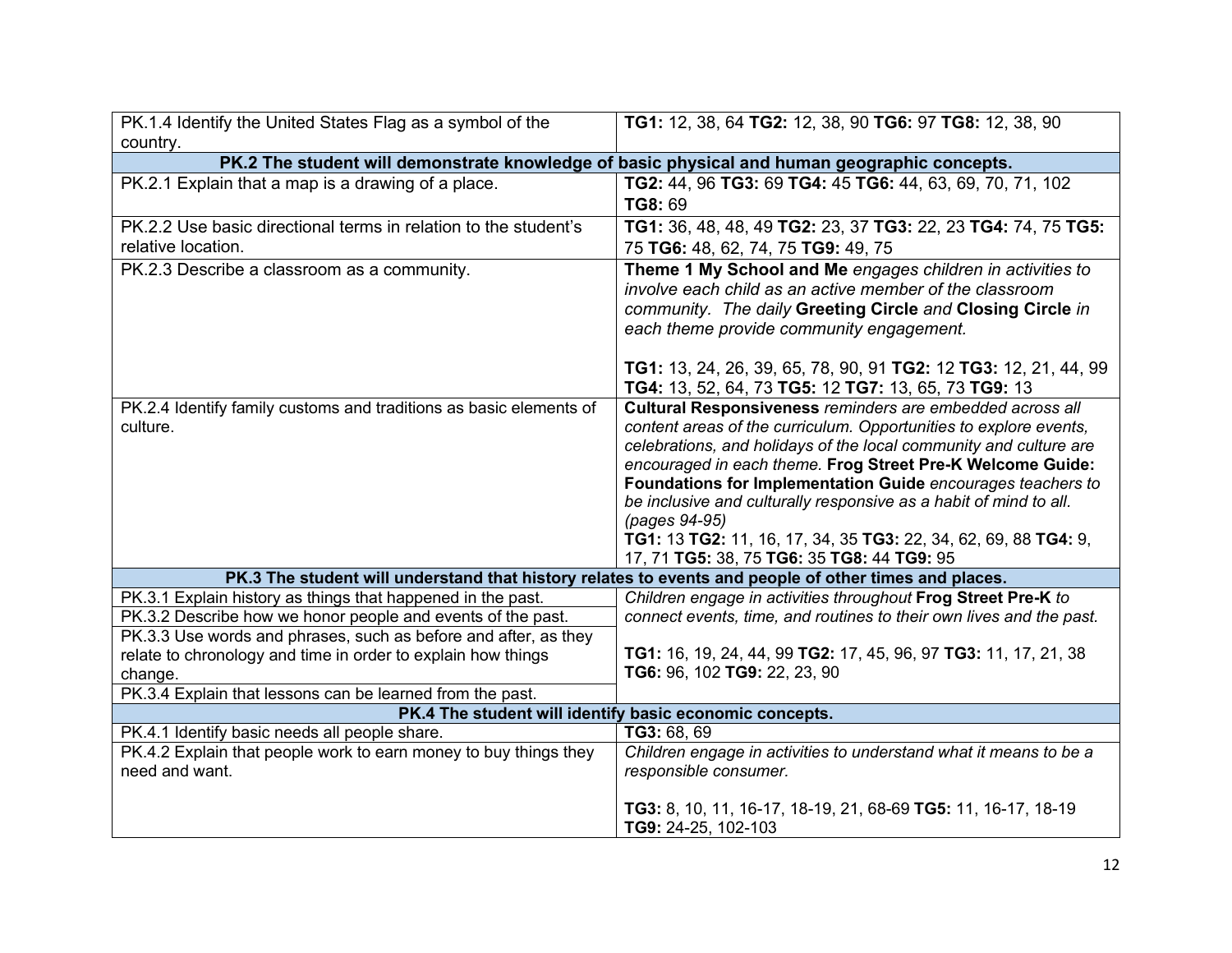| | |
|---|---|
| PK.1.4 Identify the United States Flag as a symbol of the country. | **TG1:** 12, 38, 64 **TG2:** 12, 38, 90 **TG6:** 97 **TG8:** 12, 38, 90 |
| **PK.2 The student will demonstrate knowledge of basic physical and human geographic concepts.** | |
| PK.2.1 Explain that a map is a drawing of a place. | **TG2:** 44, 96 **TG3:** 69 **TG4:** 45 **TG6:** 44, 63, 69, 70, 71, 102 **TG8:** 69 |
| PK.2.2 Use basic directional terms in relation to the student's relative location. | **TG1:** 36, 48, 48, 49 **TG2:** 23, 37 **TG3:** 22, 23 **TG4:** 74, 75 **TG5:** 75 **TG6:** 48, 62, 74, 75 **TG9:** 49, 75 |
| PK.2.3 Describe a classroom as a community. | **Theme 1 My School and Me** *engages children in activities to involve each child as an active member of the classroom community. The daily* **Greeting Circle** *and* **Closing Circle** *in each theme provide community engagement.*<br><br>**TG1:** 13, 24, 26, 39, 65, 78, 90, 91 **TG2:** 12 **TG3:** 12, 21, 44, 99 **TG4:** 13, 52, 64, 73 **TG5:** 12 **TG7:** 13, 65, 73 **TG9:** 13 |
| PK.2.4 Identify family customs and traditions as basic elements of culture. | **Cultural Responsiveness** *reminders are embedded across all content areas of the curriculum. Opportunities to explore events, celebrations, and holidays of the local community and culture are encouraged in each theme.* **Frog Street Pre-K Welcome Guide: Foundations for Implementation Guide** *encourages teachers to be inclusive and culturally responsive as a habit of mind to all. (pages 94-95)*<br>**TG1:** 13 **TG2:** 11, 16, 17, 34, 35 **TG3:** 22, 34, 62, 69, 88 **TG4:** 9, 17, 71 **TG5:** 38, 75 **TG6:** 35 **TG8:** 44 **TG9:** 95 |
| **PK.3 The student will understand that history relates to events and people of other times and places.** | |
| PK.3.1 Explain history as things that happened in the past. | *Children engage in activities throughout* **Frog Street Pre-K** *to connect events, time, and routines to their own lives and the past.*<br><br>**TG1:** 16, 19, 24, 44, 99 **TG2:** 17, 45, 96, 97 **TG3:** 11, 17, 21, 38 **TG6:** 96, 102 **TG9:** 22, 23, 90 |
| PK.3.2 Describe how we honor people and events of the past. | |
| PK.3.3 Use words and phrases, such as before and after, as they relate to chronology and time in order to explain how things change. | |
| PK.3.4 Explain that lessons can be learned from the past. | |
| **PK.4 The student will identify basic economic concepts.** | |
| PK.4.1 Identify basic needs all people share. | **TG3:** 68, 69 |
| PK.4.2 Explain that people work to earn money to buy things they need and want. | *Children engage in activities to understand what it means to be a responsible consumer.*<br><br>**TG3:** 8, 10, 11, 16-17, 18-19, 21, 68-69 **TG5:** 11, 16-17, 18-19 **TG9:** 24-25, 102-103 |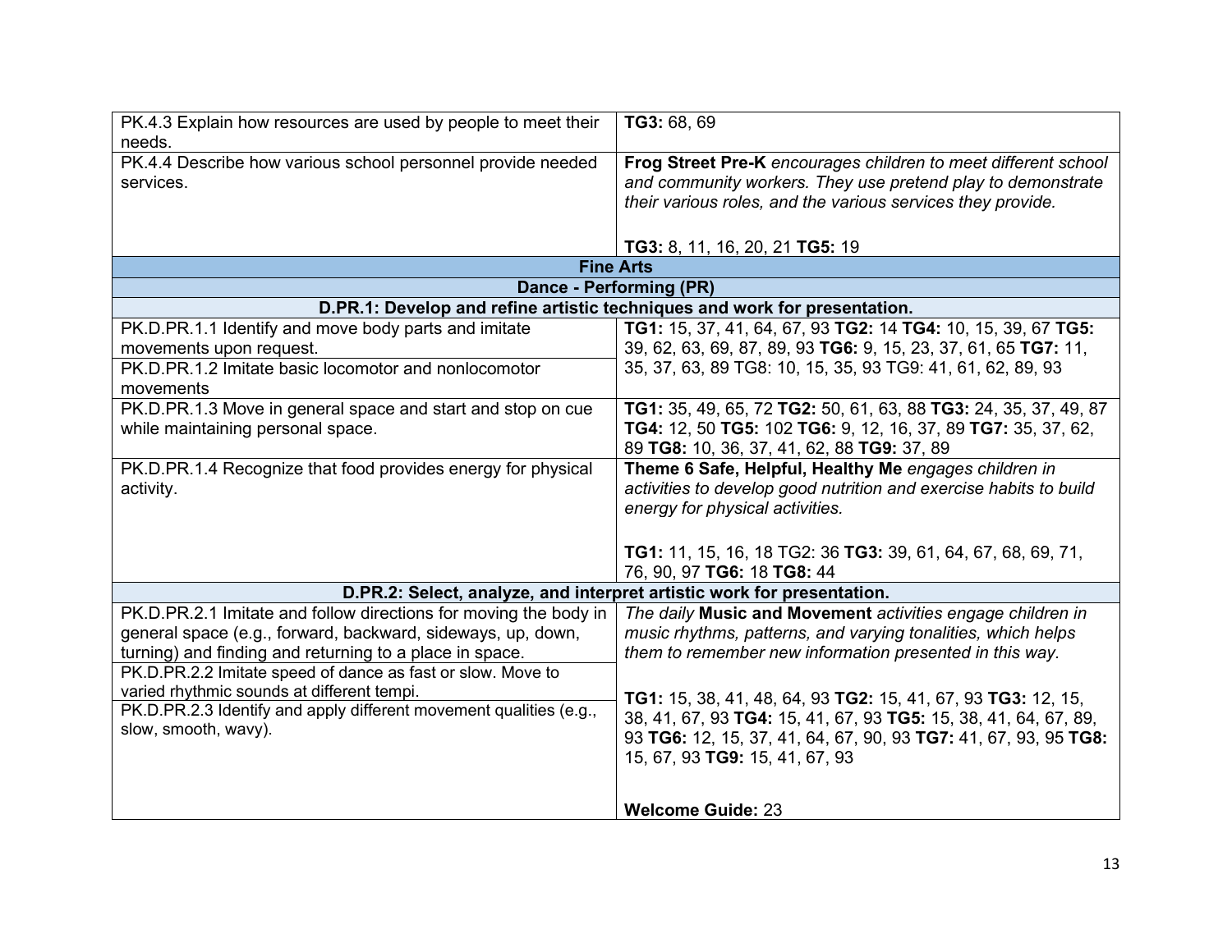| | |
|---|---|
| PK.4.3 Explain how resources are used by people to meet their needs. | **TG3:** 68, 69 |
| PK.4.4 Describe how various school personnel provide needed services. | **Frog Street Pre-K** *encourages children to meet different school and community workers. They use pretend play to demonstrate their various roles, and the various services they provide.*<br><br>**TG3:** 8, 11, 16, 20, 21 **TG5:** 19 |
| **Fine Arts** | |
| **Dance - Performing (PR)** | |
| **D.PR.1: Develop and refine artistic techniques and work for presentation.** | |
| PK.D.PR.1.1 Identify and move body parts and imitate movements upon request.<br>PK.D.PR.1.2 Imitate basic locomotor and nonlocomotor movements | **TG1:** 15, 37, 41, 64, 67, 93 **TG2:** 14 **TG4:** 10, 15, 39, 67 **TG5:** 39, 62, 63, 69, 87, 89, 93 **TG6:** 9, 15, 23, 37, 61, 65 **TG7:** 11, 35, 37, 63, 89 TG8: 10, 15, 35, 93 TG9: 41, 61, 62, 89, 93 |
| PK.D.PR.1.3 Move in general space and start and stop on cue while maintaining personal space. | **TG1:** 35, 49, 65, 72 **TG2:** 50, 61, 63, 88 **TG3:** 24, 35, 37, 49, 87 **TG4:** 12, 50 **TG5:** 102 **TG6:** 9, 12, 16, 37, 89 **TG7:** 35, 37, 62, 89 **TG8:** 10, 36, 37, 41, 62, 88 **TG9:** 37, 89 |
| PK.D.PR.1.4 Recognize that food provides energy for physical activity. | **Theme 6 Safe, Helpful, Healthy Me** *engages children in activities to develop good nutrition and exercise habits to build energy for physical activities.*<br><br>**TG1:** 11, 15, 16, 18 TG2: 36 **TG3:** 39, 61, 64, 67, 68, 69, 71, 76, 90, 97 **TG6:** 18 **TG8:** 44 |
| **D.PR.2: Select, analyze, and interpret artistic work for presentation.** | |
| PK.D.PR.2.1 Imitate and follow directions for moving the body in general space (e.g., forward, backward, sideways, up, down, turning) and finding and returning to a place in space.<br>PK.D.PR.2.2 Imitate speed of dance as fast or slow. Move to varied rhythmic sounds at different tempi.<br>PK.D.PR.2.3 Identify and apply different movement qualities (e.g., slow, smooth, wavy). | *The daily* **Music and Movement** *activities engage children in music rhythms, patterns, and varying tonalities, which helps them to remember new information presented in this way.*<br><br>**TG1:** 15, 38, 41, 48, 64, 93 **TG2:** 15, 41, 67, 93 **TG3:** 12, 15, 38, 41, 67, 93 **TG4:** 15, 41, 67, 93 **TG5:** 15, 38, 41, 64, 67, 89, 93 **TG6:** 12, 15, 37, 41, 64, 67, 90, 93 **TG7:** 41, 67, 93, 95 **TG8:** 15, 67, 93 **TG9:** 15, 41, 67, 93<br><br>**Welcome Guide:** 23 |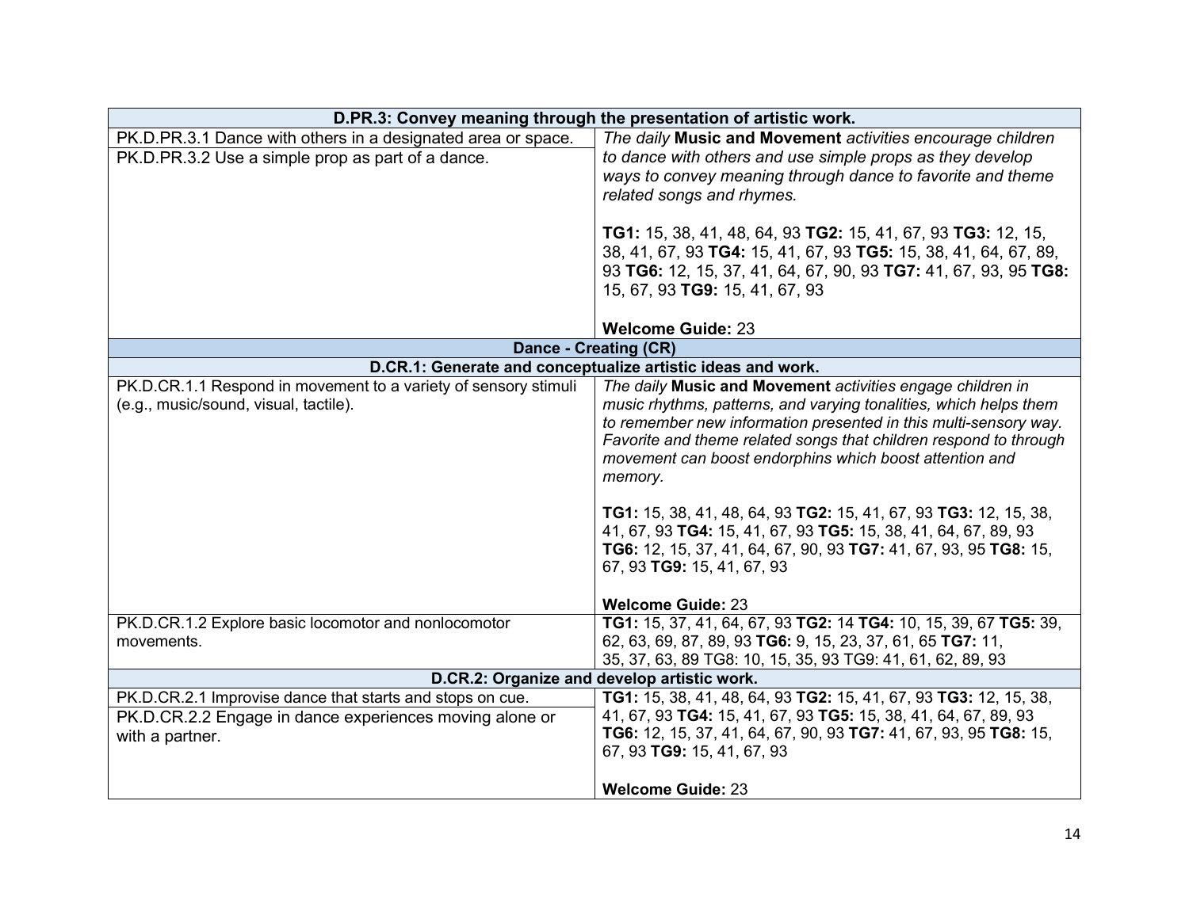| D.PR.3: Convey meaning through the presentation of artistic work. | |
|---|---|
| PK.D.PR.3.1 Dance with others in a designated area or space.<br>PK.D.PR.3.2 Use a simple prop as part of a dance. | *The daily* **Music and Movement** *activities encourage children to dance with others and use simple props as they develop ways to convey meaning through dance to favorite and theme related songs and rhymes.*<br><br>**TG1:** 15, 38, 41, 48, 64, 93 **TG2:** 15, 41, 67, 93 **TG3:** 12, 15, 38, 41, 67, 93 **TG4:** 15, 41, 67, 93 **TG5:** 15, 38, 41, 64, 67, 89, 93 **TG6:** 12, 15, 37, 41, 64, 67, 90, 93 **TG7:** 41, 67, 93, 95 **TG8:** 15, 67, 93 **TG9:** 15, 41, 67, 93<br><br>**Welcome Guide:** 23 |
| **Dance - Creating (CR)** | |
| **D.CR.1: Generate and conceptualize artistic ideas and work.** | |
| PK.D.CR.1.1 Respond in movement to a variety of sensory stimuli (e.g., music/sound, visual, tactile). | *The daily* **Music and Movement** *activities engage children in music rhythms, patterns, and varying tonalities, which helps them to remember new information presented in this multi-sensory way. Favorite and theme related songs that children respond to through movement can boost endorphins which boost attention and memory.*<br><br>**TG1:** 15, 38, 41, 48, 64, 93 **TG2:** 15, 41, 67, 93 **TG3:** 12, 15, 38, 41, 67, 93 **TG4:** 15, 41, 67, 93 **TG5:** 15, 38, 41, 64, 67, 89, 93 **TG6:** 12, 15, 37, 41, 64, 67, 90, 93 **TG7:** 41, 67, 93, 95 **TG8:** 15, 67, 93 **TG9:** 15, 41, 67, 93<br><br>**Welcome Guide:** 23 |
| PK.D.CR.1.2 Explore basic locomotor and nonlocomotor movements. | **TG1:** 15, 37, 41, 64, 67, 93 **TG2:** 14 **TG4:** 10, 15, 39, 67 **TG5:** 39, 62, 63, 69, 87, 89, 93 **TG6:** 9, 15, 23, 37, 61, 65 **TG7:** 11, 35, 37, 63, 89 TG8: 10, 15, 35, 93 TG9: 41, 61, 62, 89, 93 |
| **D.CR.2: Organize and develop artistic work.** | |
| PK.D.CR.2.1 Improvise dance that starts and stops on cue.<br>PK.D.CR.2.2 Engage in dance experiences moving alone or with a partner. | **TG1:** 15, 38, 41, 48, 64, 93 **TG2:** 15, 41, 67, 93 **TG3:** 12, 15, 38, 41, 67, 93 **TG4:** 15, 41, 67, 93 **TG5:** 15, 38, 41, 64, 67, 89, 93 **TG6:** 12, 15, 37, 41, 64, 67, 90, 93 **TG7:** 41, 67, 93, 95 **TG8:** 15, 67, 93 **TG9:** 15, 41, 67, 93<br><br>**Welcome Guide:** 23 |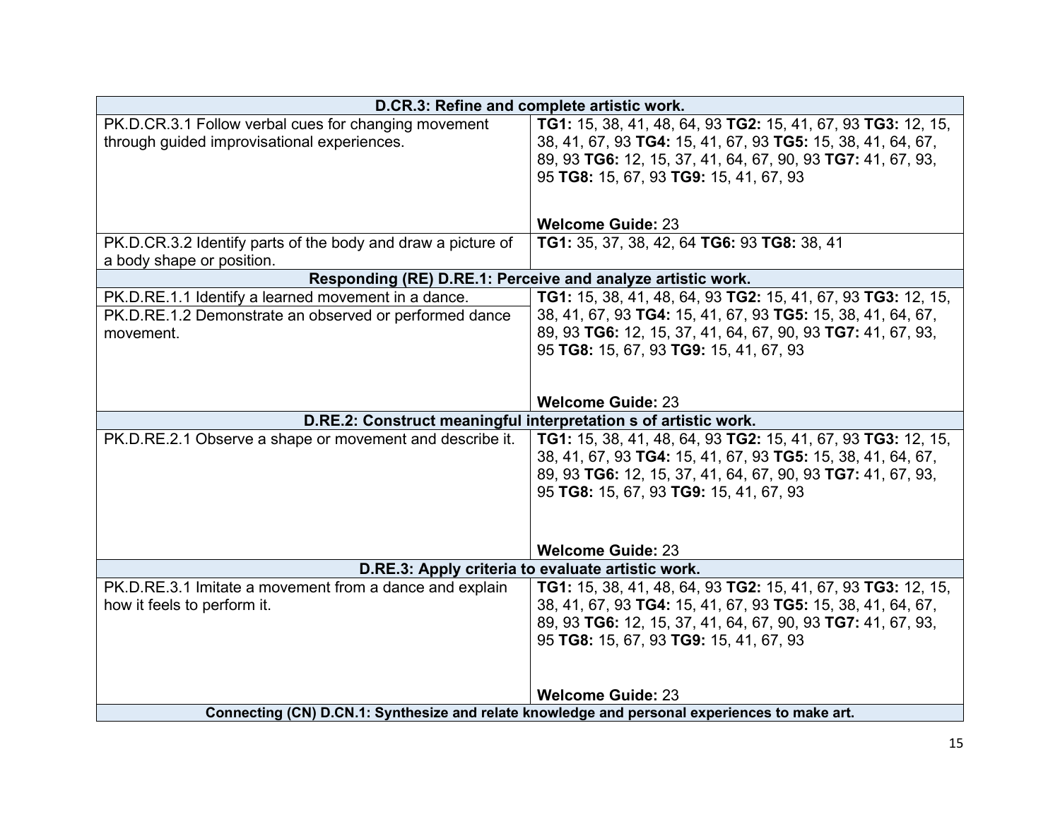| D.CR.3: Refine and complete artistic work. | |
|---|---|
| PK.D.CR.3.1 Follow verbal cues for changing movement through guided improvisational experiences. | **TG1:** 15, 38, 41, 48, 64, 93 **TG2:** 15, 41, 67, 93 **TG3:** 12, 15, 38, 41, 67, 93 **TG4:** 15, 41, 67, 93 **TG5:** 15, 38, 41, 64, 67, 89, 93 **TG6:** 12, 15, 37, 41, 64, 67, 90, 93 **TG7:** 41, 67, 93, 95 **TG8:** 15, 67, 93 **TG9:** 15, 41, 67, 93<br><br>**Welcome Guide:** 23 |
| PK.D.CR.3.2 Identify parts of the body and draw a picture of a body shape or position. | **TG1:** 35, 37, 38, 42, 64 **TG6:** 93 **TG8:** 38, 41 |
| **Responding (RE) D.RE.1: Perceive and analyze artistic work.** | |
| PK.D.RE.1.1 Identify a learned movement in a dance.<br>PK.D.RE.1.2 Demonstrate an observed or performed dance movement. | **TG1:** 15, 38, 41, 48, 64, 93 **TG2:** 15, 41, 67, 93 **TG3:** 12, 15, 38, 41, 67, 93 **TG4:** 15, 41, 67, 93 **TG5:** 15, 38, 41, 64, 67, 89, 93 **TG6:** 12, 15, 37, 41, 64, 67, 90, 93 **TG7:** 41, 67, 93, 95 **TG8:** 15, 67, 93 **TG9:** 15, 41, 67, 93<br><br>**Welcome Guide:** 23 |
| **D.RE.2: Construct meaningful interpretation s of artistic work.** | |
| PK.D.RE.2.1 Observe a shape or movement and describe it. | **TG1:** 15, 38, 41, 48, 64, 93 **TG2:** 15, 41, 67, 93 **TG3:** 12, 15, 38, 41, 67, 93 **TG4:** 15, 41, 67, 93 **TG5:** 15, 38, 41, 64, 67, 89, 93 **TG6:** 12, 15, 37, 41, 64, 67, 90, 93 **TG7:** 41, 67, 93, 95 **TG8:** 15, 67, 93 **TG9:** 15, 41, 67, 93<br><br>**Welcome Guide:** 23 |
| **D.RE.3: Apply criteria to evaluate artistic work.** | |
| PK.D.RE.3.1 Imitate a movement from a dance and explain how it feels to perform it. | **TG1:** 15, 38, 41, 48, 64, 93 **TG2:** 15, 41, 67, 93 **TG3:** 12, 15, 38, 41, 67, 93 **TG4:** 15, 41, 67, 93 **TG5:** 15, 38, 41, 64, 67, 89, 93 **TG6:** 12, 15, 37, 41, 64, 67, 90, 93 **TG7:** 41, 67, 93, 95 **TG8:** 15, 67, 93 **TG9:** 15, 41, 67, 93<br><br>**Welcome Guide:** 23 |
| **Connecting (CN) D.CN.1: Synthesize and relate knowledge and personal experiences to make art.** | |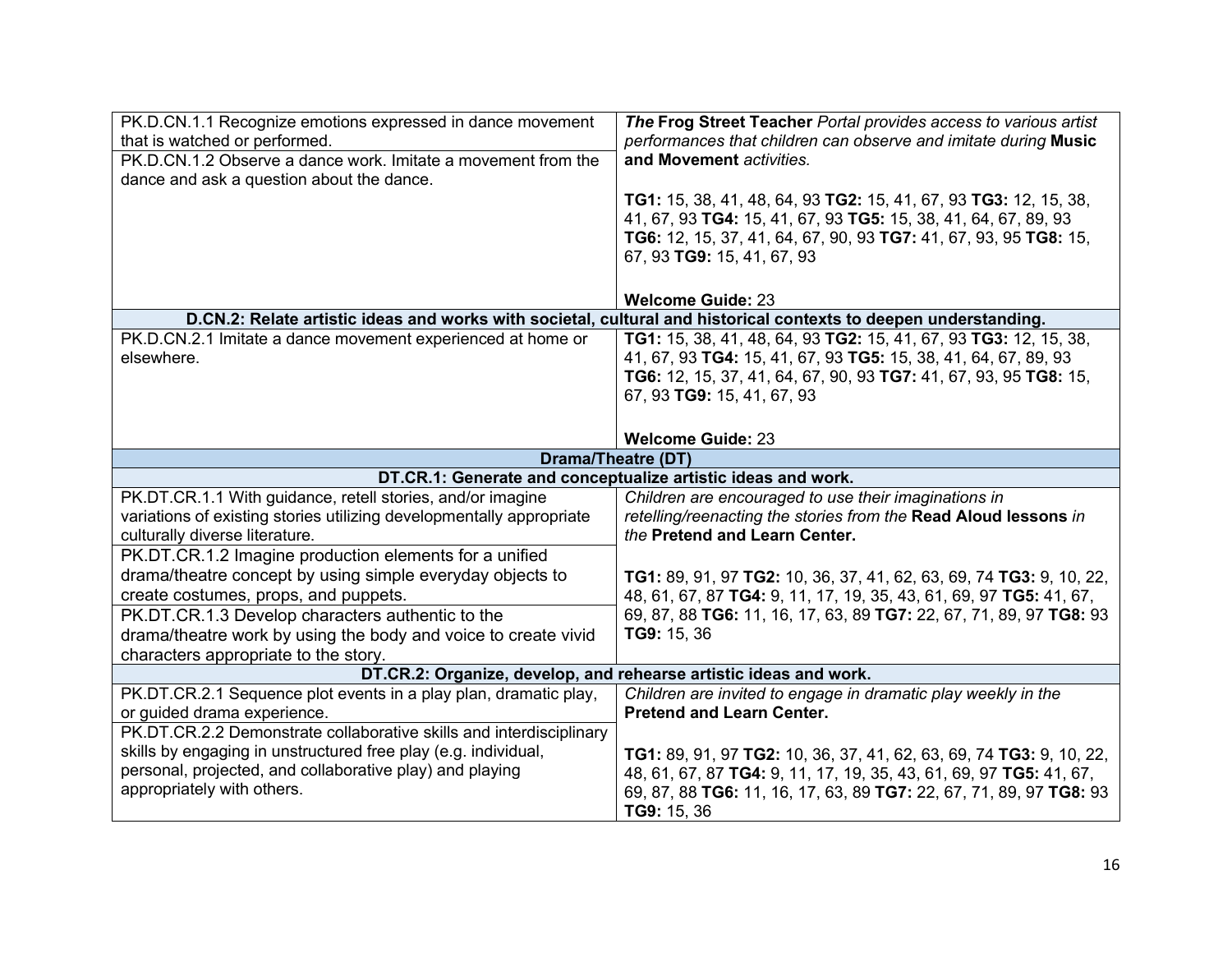| | |
|---|---|
| PK.D.CN.1.1 Recognize emotions expressed in dance movement that is watched or performed.<br>PK.D.CN.1.2 Observe a dance work. Imitate a movement from the dance and ask a question about the dance. | ***The* Frog Street Teacher** *Portal provides access to various artist performances that children can observe and imitate during* **Music and Movement** *activities.*<br><br>**TG1:** 15, 38, 41, 48, 64, 93 **TG2:** 15, 41, 67, 93 **TG3:** 12, 15, 38, 41, 67, 93 **TG4:** 15, 41, 67, 93 **TG5:** 15, 38, 41, 64, 67, 89, 93 **TG6:** 12, 15, 37, 41, 64, 67, 90, 93 **TG7:** 41, 67, 93, 95 **TG8:** 15, 67, 93 **TG9:** 15, 41, 67, 93<br><br>**Welcome Guide:** 23 |
| **D.CN.2: Relate artistic ideas and works with societal, cultural and historical contexts to deepen understanding.** | |
| PK.D.CN.2.1 Imitate a dance movement experienced at home or elsewhere. | **TG1:** 15, 38, 41, 48, 64, 93 **TG2:** 15, 41, 67, 93 **TG3:** 12, 15, 38, 41, 67, 93 **TG4:** 15, 41, 67, 93 **TG5:** 15, 38, 41, 64, 67, 89, 93 **TG6:** 12, 15, 37, 41, 64, 67, 90, 93 **TG7:** 41, 67, 93, 95 **TG8:** 15, 67, 93 **TG9:** 15, 41, 67, 93<br><br>**Welcome Guide:** 23 |
| **Drama/Theatre (DT)** | |
| **DT.CR.1: Generate and conceptualize artistic ideas and work.** | |
| PK.DT.CR.1.1 With guidance, retell stories, and/or imagine variations of existing stories utilizing developmentally appropriate culturally diverse literature.<br>PK.DT.CR.1.2 Imagine production elements for a unified drama/theatre concept by using simple everyday objects to create costumes, props, and puppets.<br>PK.DT.CR.1.3 Develop characters authentic to the drama/theatre work by using the body and voice to create vivid characters appropriate to the story. | *Children are encouraged to use their imaginations in retelling/reenacting the stories from the* **Read Aloud lessons** *in the* **Pretend and Learn Center.**<br><br>**TG1:** 89, 91, 97 **TG2:** 10, 36, 37, 41, 62, 63, 69, 74 **TG3:** 9, 10, 22, 48, 61, 67, 87 **TG4:** 9, 11, 17, 19, 35, 43, 61, 69, 97 **TG5:** 41, 67, 69, 87, 88 **TG6:** 11, 16, 17, 63, 89 **TG7:** 22, 67, 71, 89, 97 **TG8:** 93 **TG9:** 15, 36 |
| **DT.CR.2: Organize, develop, and rehearse artistic ideas and work.** | |
| PK.DT.CR.2.1 Sequence plot events in a play plan, dramatic play, or guided drama experience.<br>PK.DT.CR.2.2 Demonstrate collaborative skills and interdisciplinary skills by engaging in unstructured free play (e.g. individual, personal, projected, and collaborative play) and playing appropriately with others. | *Children are invited to engage in dramatic play weekly in the* **Pretend and Learn Center.**<br><br>**TG1:** 89, 91, 97 **TG2:** 10, 36, 37, 41, 62, 63, 69, 74 **TG3:** 9, 10, 22, 48, 61, 67, 87 **TG4:** 9, 11, 17, 19, 35, 43, 61, 69, 97 **TG5:** 41, 67, 69, 87, 88 **TG6:** 11, 16, 17, 63, 89 **TG7:** 22, 67, 71, 89, 97 **TG8:** 93 **TG9:** 15, 36 |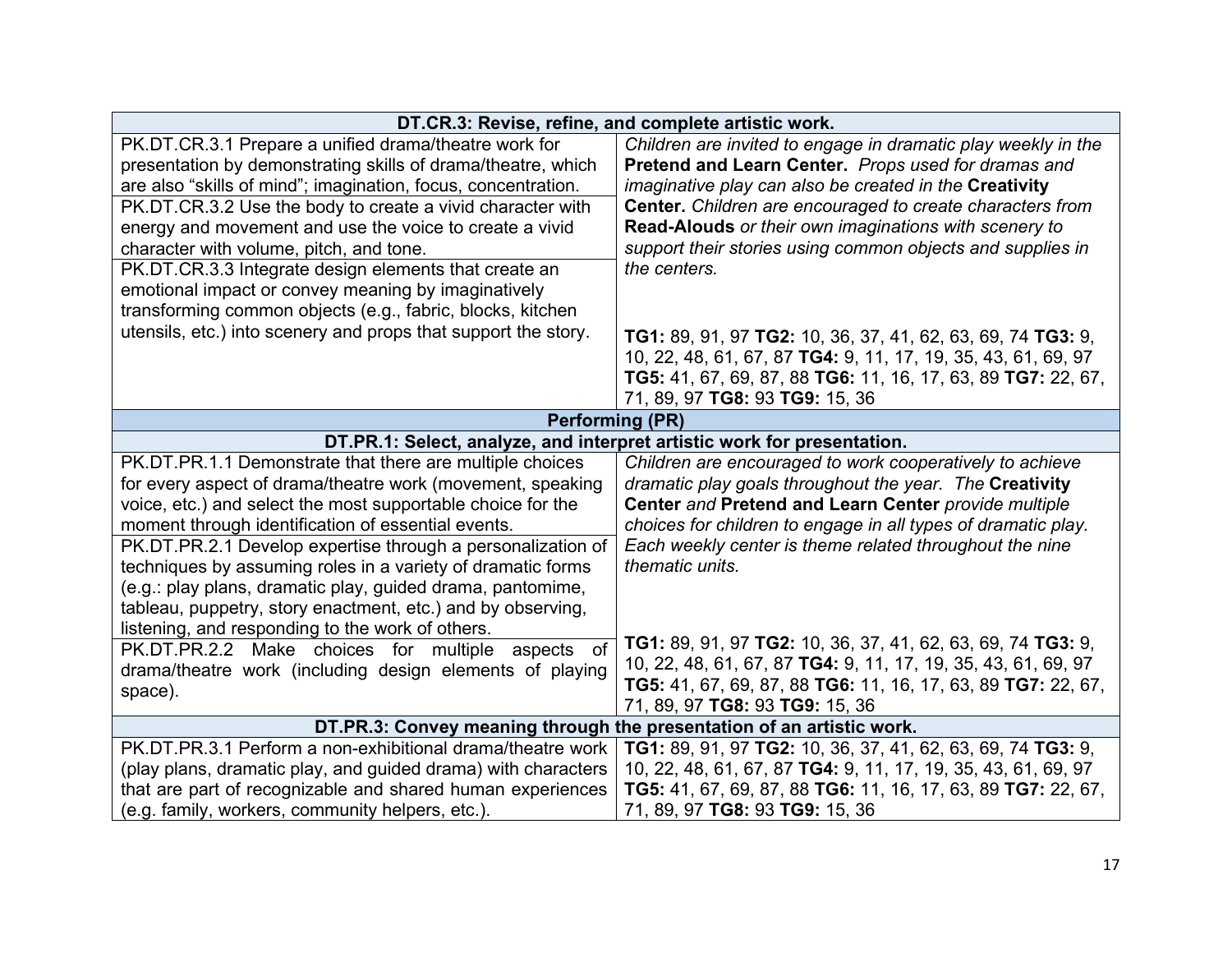| DT.CR.3: Revise, refine, and complete artistic work. | |
|---|---|
| PK.DT.CR.3.1 Prepare a unified drama/theatre work for presentation by demonstrating skills of drama/theatre, which are also "skills of mind"; imagination, focus, concentration. | *Children are invited to engage in dramatic play weekly in the* **Pretend and Learn Center.** *Props used for dramas and imaginative play can also be created in the* **Creativity Center.** *Children are encouraged to create characters from* **Read-Alouds** *or their own imaginations with scenery to support their stories using common objects and supplies in the centers.* |
| PK.DT.CR.3.2 Use the body to create a vivid character with energy and movement and use the voice to create a vivid character with volume, pitch, and tone. | |
| PK.DT.CR.3.3 Integrate design elements that create an emotional impact or convey meaning by imaginatively transforming common objects (e.g., fabric, blocks, kitchen utensils, etc.) into scenery and props that support the story. | **TG1:** 89, 91, 97 **TG2:** 10, 36, 37, 41, 62, 63, 69, 74 **TG3:** 9, 10, 22, 48, 61, 67, 87 **TG4:** 9, 11, 17, 19, 35, 43, 61, 69, 97 **TG5:** 41, 67, 69, 87, 88 **TG6:** 11, 16, 17, 63, 89 **TG7:** 22, 67, 71, 89, 97 **TG8:** 93 **TG9:** 15, 36 |
| **Performing (PR)** | |
| **DT.PR.1: Select, analyze, and interpret artistic work for presentation.** | |
| PK.DT.PR.1.1 Demonstrate that there are multiple choices for every aspect of drama/theatre work (movement, speaking voice, etc.) and select the most supportable choice for the moment through identification of essential events. | *Children are encouraged to work cooperatively to achieve dramatic play goals throughout the year. The* **Creativity Center** *and* **Pretend and Learn Center** *provide multiple choices for children to engage in all types of dramatic play. Each weekly center is theme related throughout the nine thematic units.* |
| PK.DT.PR.2.1 Develop expertise through a personalization of techniques by assuming roles in a variety of dramatic forms (e.g.: play plans, dramatic play, guided drama, pantomime, tableau, puppetry, story enactment, etc.) and by observing, listening, and responding to the work of others. | |
| PK.DT.PR.2.2 Make choices for multiple aspects of drama/theatre work (including design elements of playing space). | **TG1:** 89, 91, 97 **TG2:** 10, 36, 37, 41, 62, 63, 69, 74 **TG3:** 9, 10, 22, 48, 61, 67, 87 **TG4:** 9, 11, 17, 19, 35, 43, 61, 69, 97 **TG5:** 41, 67, 69, 87, 88 **TG6:** 11, 16, 17, 63, 89 **TG7:** 22, 67, 71, 89, 97 **TG8:** 93 **TG9:** 15, 36 |
| **DT.PR.3: Convey meaning through the presentation of an artistic work.** | |
| PK.DT.PR.3.1 Perform a non-exhibitional drama/theatre work (play plans, dramatic play, and guided drama) with characters that are part of recognizable and shared human experiences (e.g. family, workers, community helpers, etc.). | **TG1:** 89, 91, 97 **TG2:** 10, 36, 37, 41, 62, 63, 69, 74 **TG3:** 9, 10, 22, 48, 61, 67, 87 **TG4:** 9, 11, 17, 19, 35, 43, 61, 69, 97 **TG5:** 41, 67, 69, 87, 88 **TG6:** 11, 16, 17, 63, 89 **TG7:** 22, 67, 71, 89, 97 **TG8:** 93 **TG9:** 15, 36 |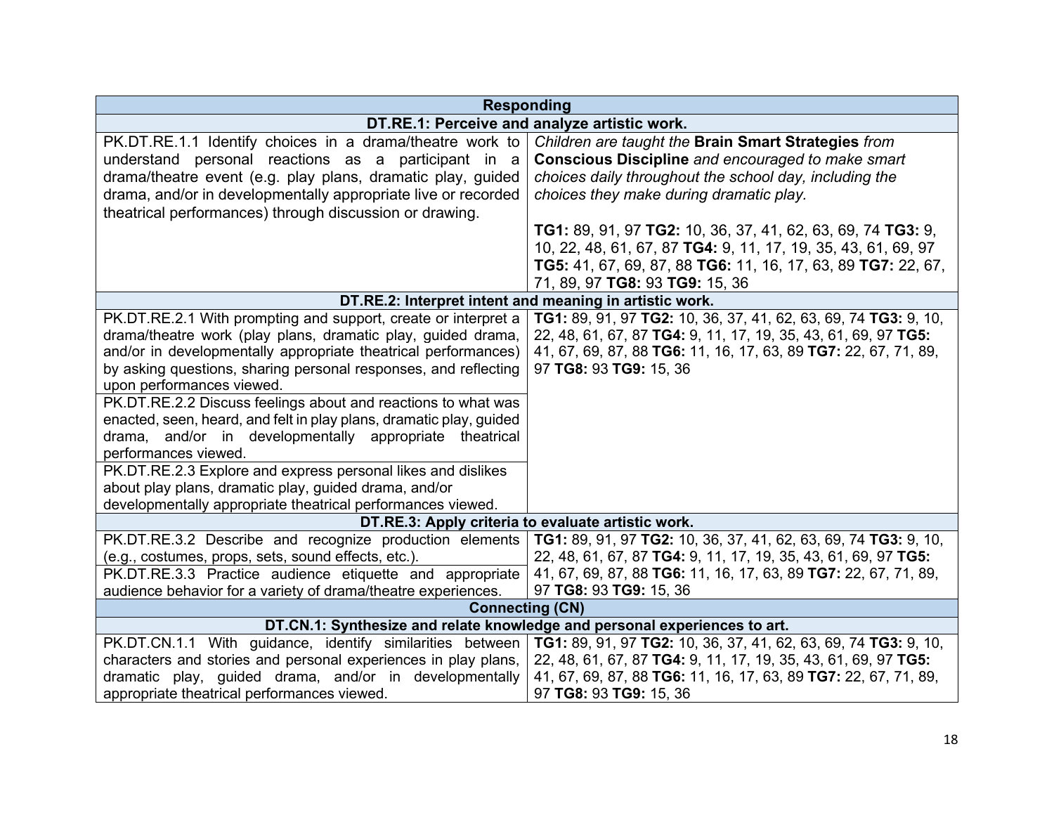| Responding | |
|---|---|
| **DT.RE.1: Perceive and analyze artistic work.** | |
| PK.DT.RE.1.1 Identify choices in a drama/theatre work to understand personal reactions as a participant in a drama/theatre event (e.g. play plans, dramatic play, guided drama, and/or in developmentally appropriate live or recorded theatrical performances) through discussion or drawing. | *Children are taught the* ***Brain Smart Strategies*** *from* ***Conscious Discipline*** *and encouraged to make smart choices daily throughout the school day, including the choices they make during dramatic play.*<br><br>**TG1:** 89, 91, 97 **TG2:** 10, 36, 37, 41, 62, 63, 69, 74 **TG3:** 9, 10, 22, 48, 61, 67, 87 **TG4:** 9, 11, 17, 19, 35, 43, 61, 69, 97 **TG5:** 41, 67, 69, 87, 88 **TG6:** 11, 16, 17, 63, 89 **TG7:** 22, 67, 71, 89, 97 **TG8:** 93 **TG9:** 15, 36 |
| **DT.RE.2: Interpret intent and meaning in artistic work.** | |
| PK.DT.RE.2.1 With prompting and support, create or interpret a drama/theatre work (play plans, dramatic play, guided drama, and/or in developmentally appropriate theatrical performances) by asking questions, sharing personal responses, and reflecting upon performances viewed. | **TG1:** 89, 91, 97 **TG2:** 10, 36, 37, 41, 62, 63, 69, 74 **TG3:** 9, 10, 22, 48, 61, 67, 87 **TG4:** 9, 11, 17, 19, 35, 43, 61, 69, 97 **TG5:** 41, 67, 69, 87, 88 **TG6:** 11, 16, 17, 63, 89 **TG7:** 22, 67, 71, 89, 97 **TG8:** 93 **TG9:** 15, 36 |
| PK.DT.RE.2.2 Discuss feelings about and reactions to what was enacted, seen, heard, and felt in play plans, dramatic play, guided drama, and/or in developmentally appropriate theatrical performances viewed. | |
| PK.DT.RE.2.3 Explore and express personal likes and dislikes about play plans, dramatic play, guided drama, and/or developmentally appropriate theatrical performances viewed. | |
| **DT.RE.3: Apply criteria to evaluate artistic work.** | |
| PK.DT.RE.3.2 Describe and recognize production elements (e.g., costumes, props, sets, sound effects, etc.). | **TG1:** 89, 91, 97 **TG2:** 10, 36, 37, 41, 62, 63, 69, 74 **TG3:** 9, 10, 22, 48, 61, 67, 87 **TG4:** 9, 11, 17, 19, 35, 43, 61, 69, 97 **TG5:** 41, 67, 69, 87, 88 **TG6:** 11, 16, 17, 63, 89 **TG7:** 22, 67, 71, 89, 97 **TG8:** 93 **TG9:** 15, 36 |
| PK.DT.RE.3.3 Practice audience etiquette and appropriate audience behavior for a variety of drama/theatre experiences. | |
| **Connecting (CN)** | |
| **DT.CN.1: Synthesize and relate knowledge and personal experiences to art.** | |
| PK.DT.CN.1.1 With guidance, identify similarities between characters and stories and personal experiences in play plans, dramatic play, guided drama, and/or in developmentally appropriate theatrical performances viewed. | **TG1:** 89, 91, 97 **TG2:** 10, 36, 37, 41, 62, 63, 69, 74 **TG3:** 9, 10, 22, 48, 61, 67, 87 **TG4:** 9, 11, 17, 19, 35, 43, 61, 69, 97 **TG5:** 41, 67, 69, 87, 88 **TG6:** 11, 16, 17, 63, 89 **TG7:** 22, 67, 71, 89, 97 **TG8:** 93 **TG9:** 15, 36 |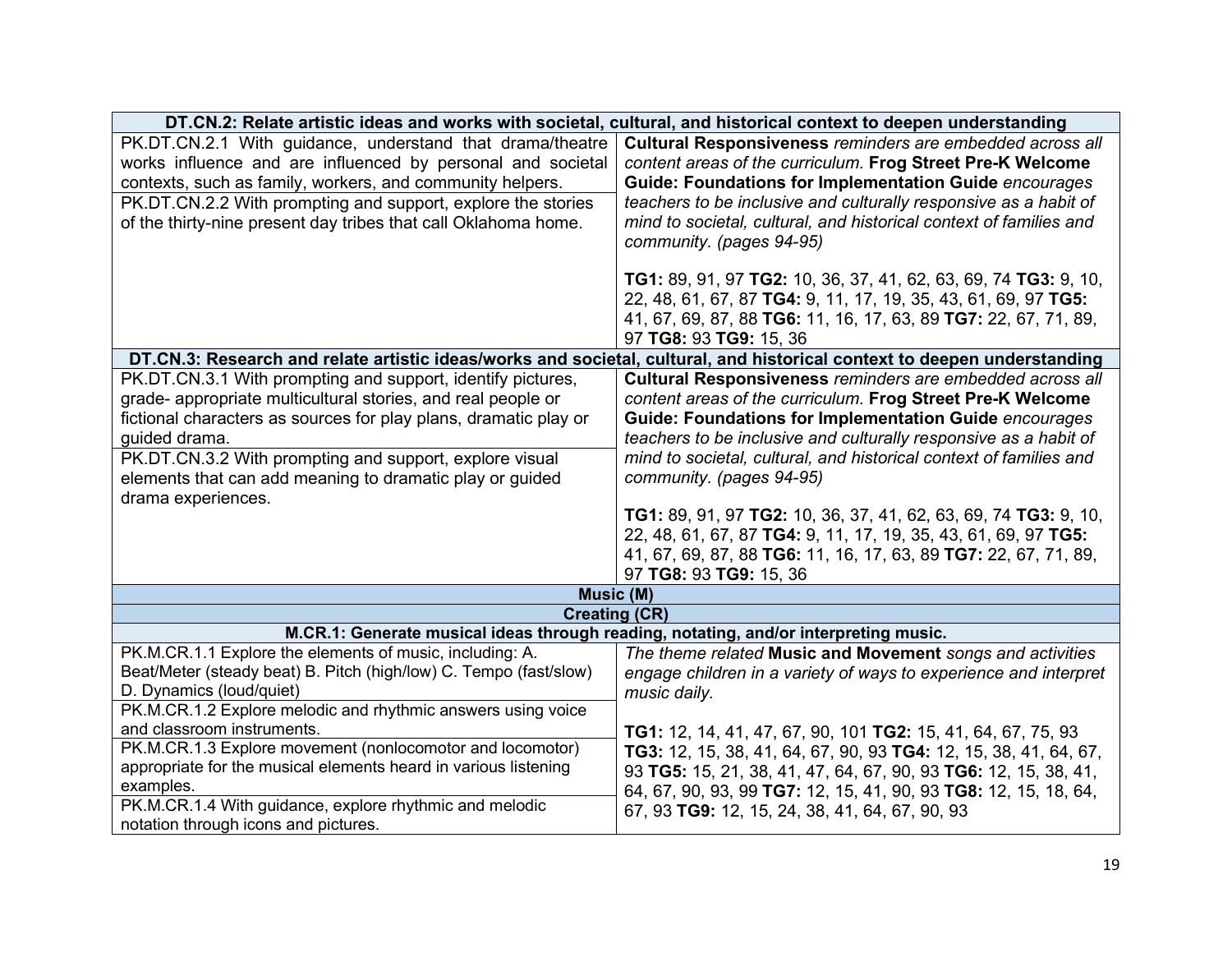| DT.CN.2: Relate artistic ideas and works with societal, cultural, and historical context to deepen understanding | |
|---|---|
| PK.DT.CN.2.1 With guidance, understand that drama/theatre works influence and are influenced by personal and societal contexts, such as family, workers, and community helpers. | **Cultural Responsiveness** *reminders are embedded across all content areas of the curriculum.* **Frog Street Pre-K Welcome Guide: Foundations for Implementation Guide** *encourages teachers to be inclusive and culturally responsive as a habit of mind to societal, cultural, and historical context of families and community. (pages 94-95)*<br><br>**TG1:** 89, 91, 97 **TG2:** 10, 36, 37, 41, 62, 63, 69, 74 **TG3:** 9, 10, 22, 48, 61, 67, 87 **TG4:** 9, 11, 17, 19, 35, 43, 61, 69, 97 **TG5:** 41, 67, 69, 87, 88 **TG6:** 11, 16, 17, 63, 89 **TG7:** 22, 67, 71, 89, 97 **TG8:** 93 **TG9:** 15, 36 |
| PK.DT.CN.2.2 With prompting and support, explore the stories of the thirty-nine present day tribes that call Oklahoma home. | |
| **DT.CN.3: Research and relate artistic ideas/works and societal, cultural, and historical context to deepen understanding** | |
| PK.DT.CN.3.1 With prompting and support, identify pictures, grade- appropriate multicultural stories, and real people or fictional characters as sources for play plans, dramatic play or guided drama. | **Cultural Responsiveness** *reminders are embedded across all content areas of the curriculum.* **Frog Street Pre-K Welcome Guide: Foundations for Implementation Guide** *encourages teachers to be inclusive and culturally responsive as a habit of mind to societal, cultural, and historical context of families and community. (pages 94-95)*<br><br>**TG1:** 89, 91, 97 **TG2:** 10, 36, 37, 41, 62, 63, 69, 74 **TG3:** 9, 10, 22, 48, 61, 67, 87 **TG4:** 9, 11, 17, 19, 35, 43, 61, 69, 97 **TG5:** 41, 67, 69, 87, 88 **TG6:** 11, 16, 17, 63, 89 **TG7:** 22, 67, 71, 89, 97 **TG8:** 93 **TG9:** 15, 36 |
| PK.DT.CN.3.2 With prompting and support, explore visual elements that can add meaning to dramatic play or guided drama experiences. | |
| **Music (M)** | |
| **Creating (CR)** | |
| **M.CR.1: Generate musical ideas through reading, notating, and/or interpreting music.** | |
| PK.M.CR.1.1 Explore the elements of music, including: A. Beat/Meter (steady beat) B. Pitch (high/low) C. Tempo (fast/slow) D. Dynamics (loud/quiet) | *The theme related* **Music and Movement** *songs and activities engage children in a variety of ways to experience and interpret music daily.*<br><br>**TG1:** 12, 14, 41, 47, 67, 90, 101 **TG2:** 15, 41, 64, 67, 75, 93 **TG3:** 12, 15, 38, 41, 64, 67, 90, 93 **TG4:** 12, 15, 38, 41, 64, 67, 93 **TG5:** 15, 21, 38, 41, 47, 64, 67, 90, 93 **TG6:** 12, 15, 38, 41, 64, 67, 90, 93, 99 **TG7:** 12, 15, 41, 90, 93 **TG8:** 12, 15, 18, 64, 67, 93 **TG9:** 12, 15, 24, 38, 41, 64, 67, 90, 93 |
| PK.M.CR.1.2 Explore melodic and rhythmic answers using voice and classroom instruments. | |
| PK.M.CR.1.3 Explore movement (nonlocomotor and locomotor) appropriate for the musical elements heard in various listening examples. | |
| PK.M.CR.1.4 With guidance, explore rhythmic and melodic notation through icons and pictures. | |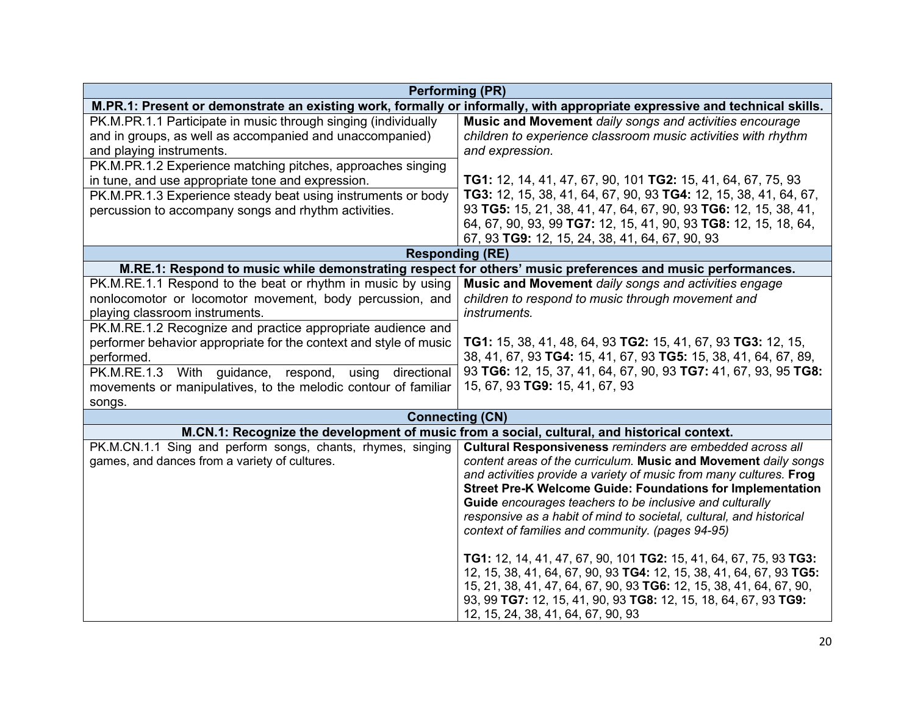| Performing (PR) | |
|---|---|
| **M.PR.1: Present or demonstrate an existing work, formally or informally, with appropriate expressive and technical skills.** | |
| PK.M.PR.1.1 Participate in music through singing (individually and in groups, as well as accompanied and unaccompanied) and playing instruments. | **Music and Movement** *daily songs and activities encourage children to experience classroom music activities with rhythm and expression.*<br><br>**TG1:** 12, 14, 41, 47, 67, 90, 101 **TG2:** 15, 41, 64, 67, 75, 93 **TG3:** 12, 15, 38, 41, 64, 67, 90, 93 **TG4:** 12, 15, 38, 41, 64, 67, 93 **TG5:** 15, 21, 38, 41, 47, 64, 67, 90, 93 **TG6:** 12, 15, 38, 41, 64, 67, 90, 93, 99 **TG7:** 12, 15, 41, 90, 93 **TG8:** 12, 15, 18, 64, 67, 93 **TG9:** 12, 15, 24, 38, 41, 64, 67, 90, 93 |
| PK.M.PR.1.2 Experience matching pitches, approaches singing in tune, and use appropriate tone and expression. | |
| PK.M.PR.1.3 Experience steady beat using instruments or body percussion to accompany songs and rhythm activities. | |
| **Responding (RE)** | |
| **M.RE.1: Respond to music while demonstrating respect for others' music preferences and music performances.** | |
| PK.M.RE.1.1 Respond to the beat or rhythm in music by using nonlocomotor or locomotor movement, body percussion, and playing classroom instruments. | **Music and Movement** *daily songs and activities engage children to respond to music through movement and instruments.*<br><br>**TG1:** 15, 38, 41, 48, 64, 93 **TG2:** 15, 41, 67, 93 **TG3:** 12, 15, 38, 41, 67, 93 **TG4:** 15, 41, 67, 93 **TG5:** 15, 38, 41, 64, 67, 89, 93 **TG6:** 12, 15, 37, 41, 64, 67, 90, 93 **TG7:** 41, 67, 93, 95 **TG8:** 15, 67, 93 **TG9:** 15, 41, 67, 93 |
| PK.M.RE.1.2 Recognize and practice appropriate audience and performer behavior appropriate for the context and style of music performed. | |
| PK.M.RE.1.3 With guidance, respond, using directional movements or manipulatives, to the melodic contour of familiar songs. | |
| **Connecting (CN)** | |
| **M.CN.1: Recognize the development of music from a social, cultural, and historical context.** | |
| PK.M.CN.1.1 Sing and perform songs, chants, rhymes, singing games, and dances from a variety of cultures. | **Cultural Responsiveness** *reminders are embedded across all content areas of the curriculum.* **Music and Movement** *daily songs and activities provide a variety of music from many cultures.* **Frog Street Pre-K Welcome Guide: Foundations for Implementation Guide** *encourages teachers to be inclusive and culturally responsive as a habit of mind to societal, cultural, and historical context of families and community. (pages 94-95)*<br><br>**TG1:** 12, 14, 41, 47, 67, 90, 101 **TG2:** 15, 41, 64, 67, 75, 93 **TG3:** 12, 15, 38, 41, 64, 67, 90, 93 **TG4:** 12, 15, 38, 41, 64, 67, 93 **TG5:** 15, 21, 38, 41, 47, 64, 67, 90, 93 **TG6:** 12, 15, 38, 41, 64, 67, 90, 93, 99 **TG7:** 12, 15, 41, 90, 93 **TG8:** 12, 15, 18, 64, 67, 93 **TG9:** 12, 15, 24, 38, 41, 64, 67, 90, 93 |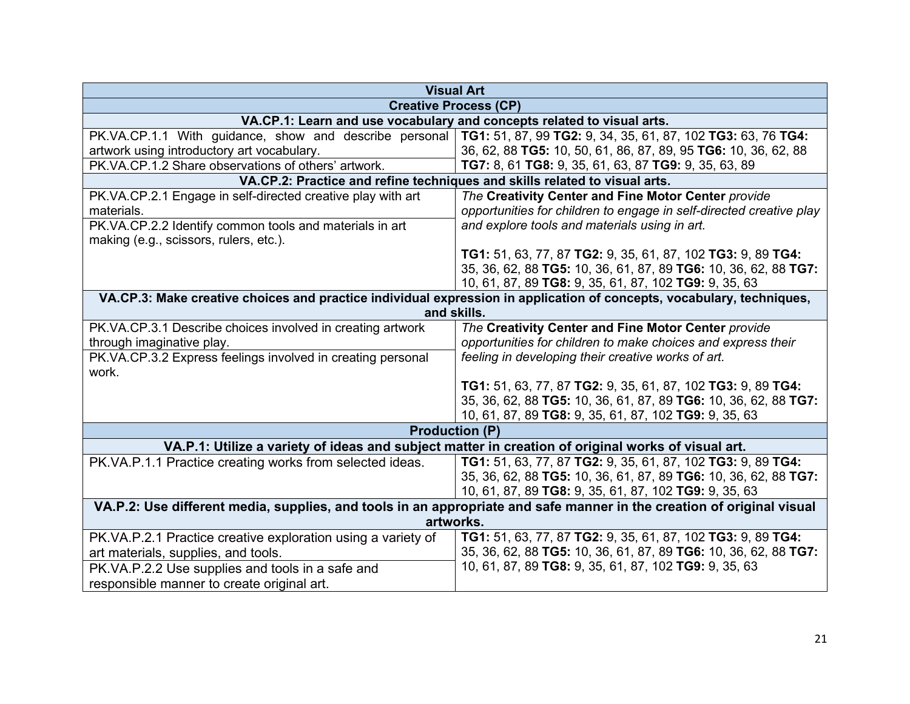| Visual Art | |
|---|---|
| **Creative Process (CP)** | |
| **VA.CP.1: Learn and use vocabulary and concepts related to visual arts.** | |
| PK.VA.CP.1.1 With guidance, show and describe personal artwork using introductory art vocabulary. | **TG1:** 51, 87, 99 **TG2:** 9, 34, 35, 61, 87, 102 **TG3:** 63, 76 **TG4:** 36, 62, 88 **TG5:** 10, 50, 61, 86, 87, 89, 95 **TG6:** 10, 36, 62, 88 **TG7:** 8, 61 **TG8:** 9, 35, 61, 63, 87 **TG9:** 9, 35, 63, 89 |
| PK.VA.CP.1.2 Share observations of others' artwork. | |
| **VA.CP.2: Practice and refine techniques and skills related to visual arts.** | |
| PK.VA.CP.2.1 Engage in self-directed creative play with art materials. | *The* **Creativity Center and Fine Motor Center** *provide opportunities for children to engage in self-directed creative play and explore tools and materials using in art.* **TG1:** 51, 63, 77, 87 **TG2:** 9, 35, 61, 87, 102 **TG3:** 9, 89 **TG4:** 35, 36, 62, 88 **TG5:** 10, 36, 61, 87, 89 **TG6:** 10, 36, 62, 88 **TG7:** 10, 61, 87, 89 **TG8:** 9, 35, 61, 87, 102 **TG9:** 9, 35, 63 |
| PK.VA.CP.2.2 Identify common tools and materials in art making (e.g., scissors, rulers, etc.). | |
| **VA.CP.3: Make creative choices and practice individual expression in application of concepts, vocabulary, techniques, and skills.** | |
| PK.VA.CP.3.1 Describe choices involved in creating artwork through imaginative play. | *The* **Creativity Center and Fine Motor Center** *provide opportunities for children to make choices and express their feeling in developing their creative works of art.* **TG1:** 51, 63, 77, 87 **TG2:** 9, 35, 61, 87, 102 **TG3:** 9, 89 **TG4:** 35, 36, 62, 88 **TG5:** 10, 36, 61, 87, 89 **TG6:** 10, 36, 62, 88 **TG7:** 10, 61, 87, 89 **TG8:** 9, 35, 61, 87, 102 **TG9:** 9, 35, 63 |
| PK.VA.CP.3.2 Express feelings involved in creating personal work. | |
| **Production (P)** | |
| **VA.P.1: Utilize a variety of ideas and subject matter in creation of original works of visual art.** | |
| PK.VA.P.1.1 Practice creating works from selected ideas. | **TG1:** 51, 63, 77, 87 **TG2:** 9, 35, 61, 87, 102 **TG3:** 9, 89 **TG4:** 35, 36, 62, 88 **TG5:** 10, 36, 61, 87, 89 **TG6:** 10, 36, 62, 88 **TG7:** 10, 61, 87, 89 **TG8:** 9, 35, 61, 87, 102 **TG9:** 9, 35, 63 |
| **VA.P.2: Use different media, supplies, and tools in an appropriate and safe manner in the creation of original visual artworks.** | |
| PK.VA.P.2.1 Practice creative exploration using a variety of art materials, supplies, and tools. | **TG1:** 51, 63, 77, 87 **TG2:** 9, 35, 61, 87, 102 **TG3:** 9, 89 **TG4:** 35, 36, 62, 88 **TG5:** 10, 36, 61, 87, 89 **TG6:** 10, 36, 62, 88 **TG7:** 10, 61, 87, 89 **TG8:** 9, 35, 61, 87, 102 **TG9:** 9, 35, 63 |
| PK.VA.P.2.2 Use supplies and tools in a safe and responsible manner to create original art. | |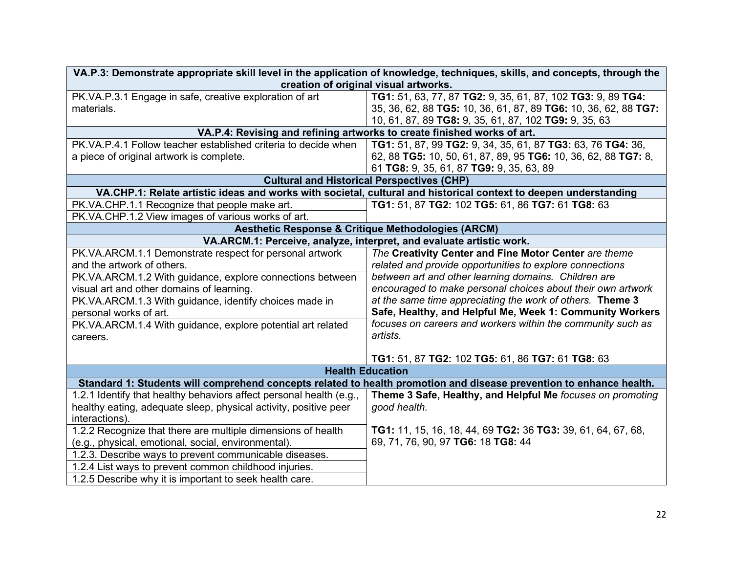| VA.P.3: Demonstrate appropriate skill level in the application of knowledge, techniques, skills, and concepts, through the creation of original visual artworks. | |
|---|---|
| PK.VA.P.3.1 Engage in safe, creative exploration of art materials. | **TG1:** 51, 63, 77, 87 **TG2:** 9, 35, 61, 87, 102 **TG3:** 9, 89 **TG4:** 35, 36, 62, 88 **TG5:** 10, 36, 61, 87, 89 **TG6:** 10, 36, 62, 88 **TG7:** 10, 61, 87, 89 **TG8:** 9, 35, 61, 87, 102 **TG9:** 9, 35, 63 |
| **VA.P.4: Revising and refining artworks to create finished works of art.** | |
| PK.VA.P.4.1 Follow teacher established criteria to decide when a piece of original artwork is complete. | **TG1:** 51, 87, 99 **TG2:** 9, 34, 35, 61, 87 **TG3:** 63, 76 **TG4:** 36, 62, 88 **TG5:** 10, 50, 61, 87, 89, 95 **TG6:** 10, 36, 62, 88 **TG7:** 8, 61 **TG8:** 9, 35, 61, 87 **TG9:** 9, 35, 63, 89 |
| **Cultural and Historical Perspectives (CHP)** | |
| **VA.CHP.1: Relate artistic ideas and works with societal, cultural and historical context to deepen understanding** | |
| PK.VA.CHP.1.1 Recognize that people make art. | **TG1:** 51, 87 **TG2:** 102 **TG5:** 61, 86 **TG7:** 61 **TG8:** 63 |
| PK.VA.CHP.1.2 View images of various works of art. | |
| **Aesthetic Response & Critique Methodologies (ARCM)** | |
| **VA.ARCM.1: Perceive, analyze, interpret, and evaluate artistic work.** | |
| PK.VA.ARCM.1.1 Demonstrate respect for personal artwork and the artwork of others. | *The* **Creativity Center and Fine Motor Center** *are theme related and provide opportunities to explore connections between art and other learning domains. Children are encouraged to make personal choices about their own artwork at the same time appreciating the work of others.* **Theme 3 Safe, Healthy, and Helpful Me, Week 1: Community Workers** *focuses on careers and workers within the community such as artists.* |
| PK.VA.ARCM.1.2 With guidance, explore connections between visual art and other domains of learning. | |
| PK.VA.ARCM.1.3 With guidance, identify choices made in personal works of art. | |
| PK.VA.ARCM.1.4 With guidance, explore potential art related careers. | **TG1:** 51, 87 **TG2:** 102 **TG5:** 61, 86 **TG7:** 61 **TG8:** 63 |
| **Health Education** | |
| **Standard 1: Students will comprehend concepts related to health promotion and disease prevention to enhance health.** | |
| 1.2.1 Identify that healthy behaviors affect personal health (e.g., healthy eating, adequate sleep, physical activity, positive peer interactions). | **Theme 3 Safe, Healthy, and Helpful Me** *focuses on promoting good health.* |
| 1.2.2 Recognize that there are multiple dimensions of health (e.g., physical, emotional, social, environmental). | **TG1:** 11, 15, 16, 18, 44, 69 **TG2:** 36 **TG3:** 39, 61, 64, 67, 68, 69, 71, 76, 90, 97 **TG6:** 18 **TG8:** 44 |
| 1.2.3. Describe ways to prevent communicable diseases. | |
| 1.2.4 List ways to prevent common childhood injuries. | |
| 1.2.5 Describe why it is important to seek health care. | |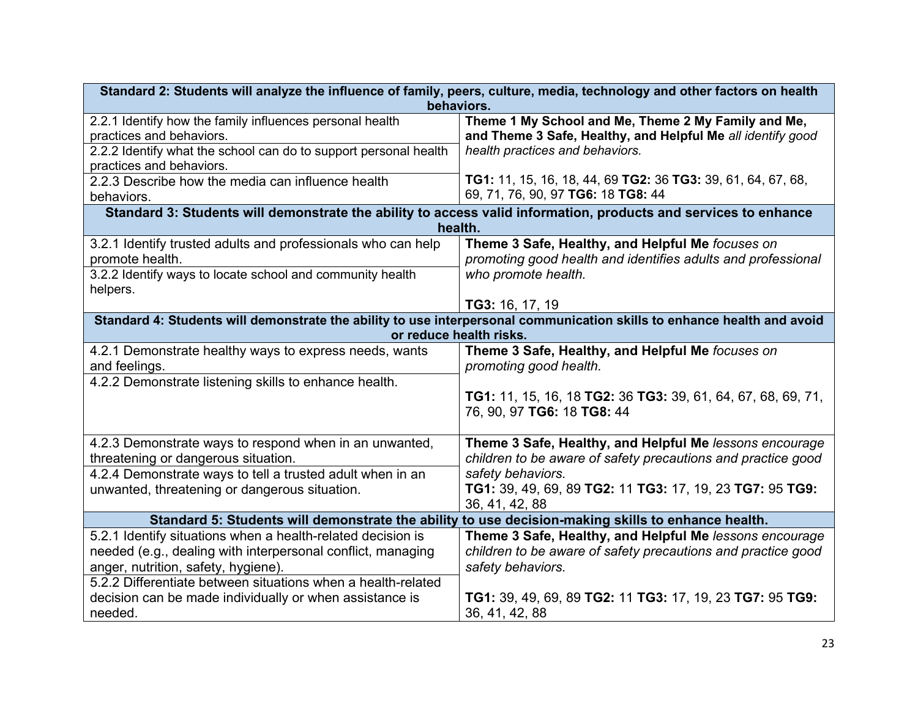| Standard 2: Students will analyze the influence of family, peers, culture, media, technology and other factors on health behaviors. | |
|---|---|
| 2.2.1 Identify how the family influences personal health practices and behaviors. | **Theme 1 My School and Me, Theme 2 My Family and Me, and Theme 3 Safe, Healthy, and Helpful Me** *all identify good health practices and behaviors.*<br><br>**TG1:** 11, 15, 16, 18, 44, 69 **TG2:** 36 **TG3:** 39, 61, 64, 67, 68, 69, 71, 76, 90, 97 **TG6:** 18 **TG8:** 44 |
| 2.2.2 Identify what the school can do to support personal health practices and behaviors. | |
| 2.2.3 Describe how the media can influence health behaviors. | |
| **Standard 3: Students will demonstrate the ability to access valid information, products and services to enhance health.** | |
| 3.2.1 Identify trusted adults and professionals who can help promote health. | **Theme 3 Safe, Healthy, and Helpful Me** *focuses on promoting good health and identifies adults and professional who promote health.*<br><br>**TG3:** 16, 17, 19 |
| 3.2.2 Identify ways to locate school and community health helpers. | |
| **Standard 4: Students will demonstrate the ability to use interpersonal communication skills to enhance health and avoid or reduce health risks.** | |
| 4.2.1 Demonstrate healthy ways to express needs, wants and feelings. | **Theme 3 Safe, Healthy, and Helpful Me** *focuses on promoting good health.*<br><br>**TG1:** 11, 15, 16, 18 **TG2:** 36 **TG3:** 39, 61, 64, 67, 68, 69, 71, 76, 90, 97 **TG6:** 18 **TG8:** 44 |
| 4.2.2 Demonstrate listening skills to enhance health. | |
| 4.2.3 Demonstrate ways to respond when in an unwanted, threatening or dangerous situation. | **Theme 3 Safe, Healthy, and Helpful Me** *lessons encourage children to be aware of safety precautions and practice good safety behaviors.*<br>**TG1:** 39, 49, 69, 89 **TG2:** 11 **TG3:** 17, 19, 23 **TG7:** 95 **TG9:** 36, 41, 42, 88 |
| 4.2.4 Demonstrate ways to tell a trusted adult when in an unwanted, threatening or dangerous situation. | |
| **Standard 5: Students will demonstrate the ability to use decision-making skills to enhance health.** | |
| 5.2.1 Identify situations when a health-related decision is needed (e.g., dealing with interpersonal conflict, managing anger, nutrition, safety, hygiene). | **Theme 3 Safe, Healthy, and Helpful Me** *lessons encourage children to be aware of safety precautions and practice good safety behaviors.*<br><br>**TG1:** 39, 49, 69, 89 **TG2:** 11 **TG3:** 17, 19, 23 **TG7:** 95 **TG9:** 36, 41, 42, 88 |
| 5.2.2 Differentiate between situations when a health-related decision can be made individually or when assistance is needed. | |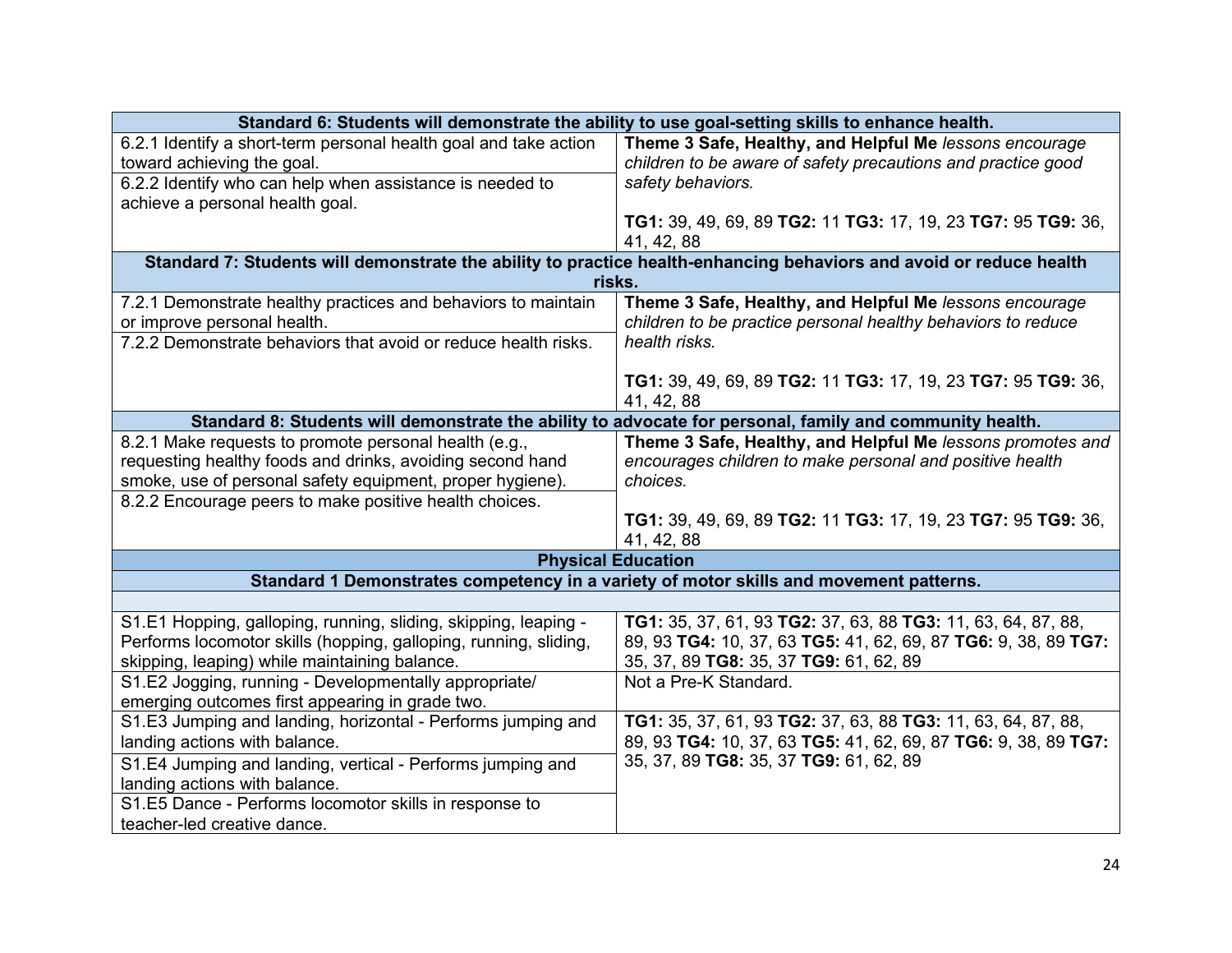| Standard 6: Students will demonstrate the ability to use goal-setting skills to enhance health. | |
|---|---|
| 6.2.1 Identify a short-term personal health goal and take action toward achieving the goal. | **Theme 3 Safe, Healthy, and Helpful Me** *lessons encourage children to be aware of safety precautions and practice good safety behaviors.*<br><br>**TG1:** 39, 49, 69, 89 **TG2:** 11 **TG3:** 17, 19, 23 **TG7:** 95 **TG9:** 36, 41, 42, 88 |
| 6.2.2 Identify who can help when assistance is needed to achieve a personal health goal. | |
| **Standard 7: Students will demonstrate the ability to practice health-enhancing behaviors and avoid or reduce health risks.** | |
| 7.2.1 Demonstrate healthy practices and behaviors to maintain or improve personal health. | **Theme 3 Safe, Healthy, and Helpful Me** *lessons encourage children to be practice personal healthy behaviors to reduce health risks.*<br><br>**TG1:** 39, 49, 69, 89 **TG2:** 11 **TG3:** 17, 19, 23 **TG7:** 95 **TG9:** 36, 41, 42, 88 |
| 7.2.2 Demonstrate behaviors that avoid or reduce health risks. | |
| **Standard 8: Students will demonstrate the ability to advocate for personal, family and community health.** | |
| 8.2.1 Make requests to promote personal health (e.g., requesting healthy foods and drinks, avoiding second hand smoke, use of personal safety equipment, proper hygiene). | **Theme 3 Safe, Healthy, and Helpful Me** *lessons promotes and encourages children to make personal and positive health choices.*<br><br>**TG1:** 39, 49, 69, 89 **TG2:** 11 **TG3:** 17, 19, 23 **TG7:** 95 **TG9:** 36, 41, 42, 88 |
| 8.2.2 Encourage peers to make positive health choices. | |
| **Physical Education** | |
| **Standard 1 Demonstrates competency in a variety of motor skills and movement patterns.** | |
| | |
| S1.E1 Hopping, galloping, running, sliding, skipping, leaping - Performs locomotor skills (hopping, galloping, running, sliding, skipping, leaping) while maintaining balance. | **TG1:** 35, 37, 61, 93 **TG2:** 37, 63, 88 **TG3:** 11, 63, 64, 87, 88, 89, 93 **TG4:** 10, 37, 63 **TG5:** 41, 62, 69, 87 **TG6:** 9, 38, 89 **TG7:** 35, 37, 89 **TG8:** 35, 37 **TG9:** 61, 62, 89 |
| S1.E2 Jogging, running - Developmentally appropriate/ emerging outcomes first appearing in grade two. | Not a Pre-K Standard. |
| S1.E3 Jumping and landing, horizontal - Performs jumping and landing actions with balance. | **TG1:** 35, 37, 61, 93 **TG2:** 37, 63, 88 **TG3:** 11, 63, 64, 87, 88, 89, 93 **TG4:** 10, 37, 63 **TG5:** 41, 62, 69, 87 **TG6:** 9, 38, 89 **TG7:** 35, 37, 89 **TG8:** 35, 37 **TG9:** 61, 62, 89 |
| S1.E4 Jumping and landing, vertical - Performs jumping and landing actions with balance. | |
| S1.E5 Dance - Performs locomotor skills in response to teacher-led creative dance. | |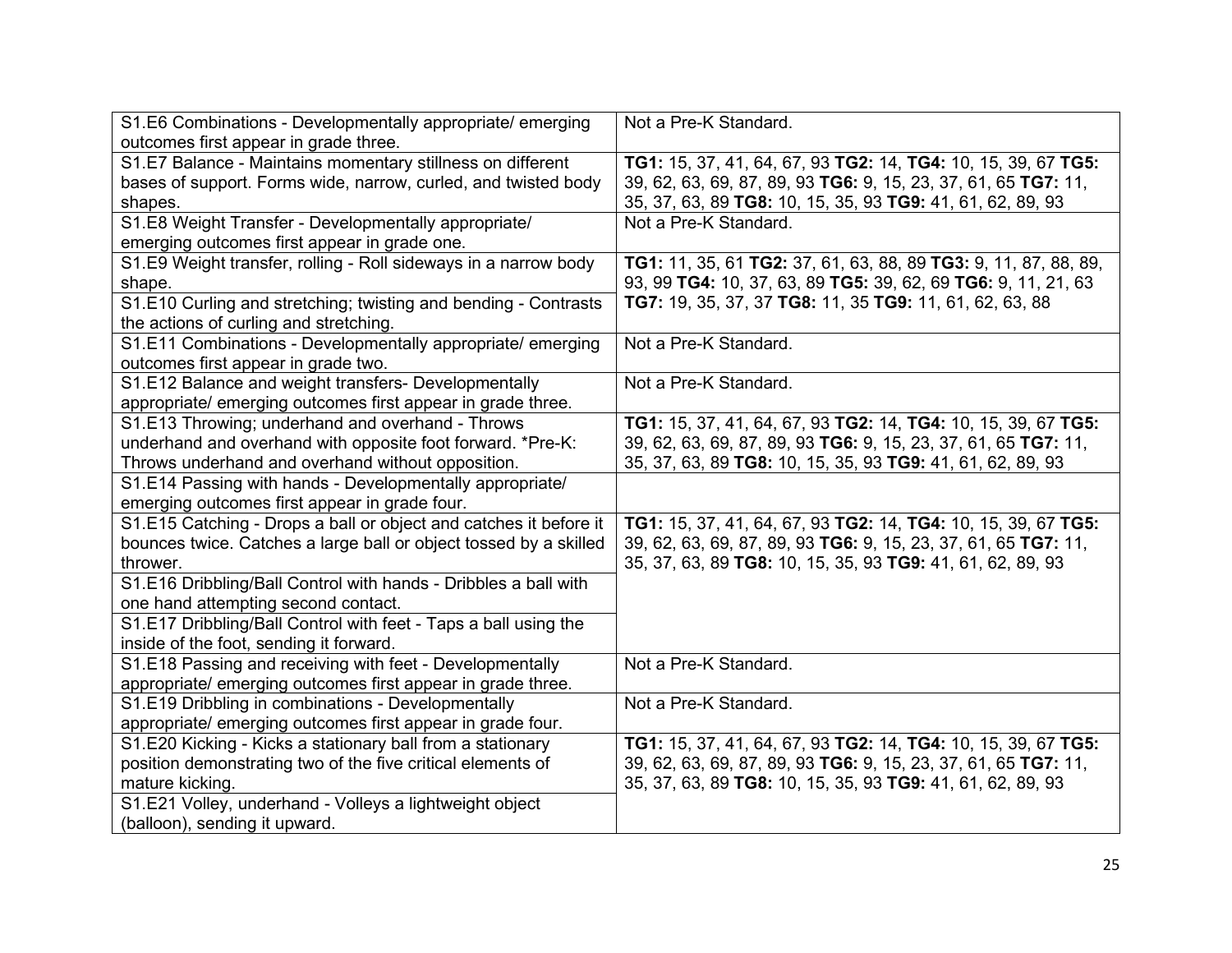| | |
|---|---|
| S1.E6 Combinations - Developmentally appropriate/ emerging outcomes first appear in grade three. | Not a Pre-K Standard. |
| S1.E7 Balance - Maintains momentary stillness on different bases of support. Forms wide, narrow, curled, and twisted body shapes. | **TG1:** 15, 37, 41, 64, 67, 93 **TG2:** 14, **TG4:** 10, 15, 39, 67 **TG5:** 39, 62, 63, 69, 87, 89, 93 **TG6:** 9, 15, 23, 37, 61, 65 **TG7:** 11, 35, 37, 63, 89 **TG8:** 10, 15, 35, 93 **TG9:** 41, 61, 62, 89, 93 |
| S1.E8 Weight Transfer - Developmentally appropriate/ emerging outcomes first appear in grade one. | Not a Pre-K Standard. |
| S1.E9 Weight transfer, rolling - Roll sideways in a narrow body shape. | **TG1:** 11, 35, 61 **TG2:** 37, 61, 63, 88, 89 **TG3:** 9, 11, 87, 88, 89, 93, 99 **TG4:** 10, 37, 63, 89 **TG5:** 39, 62, 69 **TG6:** 9, 11, 21, 63 **TG7:** 19, 35, 37, 37 **TG8:** 11, 35 **TG9:** 11, 61, 62, 63, 88 |
| S1.E10 Curling and stretching; twisting and bending - Contrasts the actions of curling and stretching. | |
| S1.E11 Combinations - Developmentally appropriate/ emerging outcomes first appear in grade two. | Not a Pre-K Standard. |
| S1.E12 Balance and weight transfers- Developmentally appropriate/ emerging outcomes first appear in grade three. | Not a Pre-K Standard. |
| S1.E13 Throwing; underhand and overhand - Throws underhand and overhand with opposite foot forward. *Pre-K: Throws underhand and overhand without opposition. | **TG1:** 15, 37, 41, 64, 67, 93 **TG2:** 14, **TG4:** 10, 15, 39, 67 **TG5:** 39, 62, 63, 69, 87, 89, 93 **TG6:** 9, 15, 23, 37, 61, 65 **TG7:** 11, 35, 37, 63, 89 **TG8:** 10, 15, 35, 93 **TG9:** 41, 61, 62, 89, 93 |
| S1.E14 Passing with hands - Developmentally appropriate/ emerging outcomes first appear in grade four. | |
| S1.E15 Catching - Drops a ball or object and catches it before it bounces twice. Catches a large ball or object tossed by a skilled thrower. | **TG1:** 15, 37, 41, 64, 67, 93 **TG2:** 14, **TG4:** 10, 15, 39, 67 **TG5:** 39, 62, 63, 69, 87, 89, 93 **TG6:** 9, 15, 23, 37, 61, 65 **TG7:** 11, 35, 37, 63, 89 **TG8:** 10, 15, 35, 93 **TG9:** 41, 61, 62, 89, 93 |
| S1.E16 Dribbling/Ball Control with hands - Dribbles a ball with one hand attempting second contact. | |
| S1.E17 Dribbling/Ball Control with feet - Taps a ball using the inside of the foot, sending it forward. | |
| S1.E18 Passing and receiving with feet - Developmentally appropriate/ emerging outcomes first appear in grade three. | Not a Pre-K Standard. |
| S1.E19 Dribbling in combinations - Developmentally appropriate/ emerging outcomes first appear in grade four. | Not a Pre-K Standard. |
| S1.E20 Kicking - Kicks a stationary ball from a stationary position demonstrating two of the five critical elements of mature kicking. | **TG1:** 15, 37, 41, 64, 67, 93 **TG2:** 14, **TG4:** 10, 15, 39, 67 **TG5:** 39, 62, 63, 69, 87, 89, 93 **TG6:** 9, 15, 23, 37, 61, 65 **TG7:** 11, 35, 37, 63, 89 **TG8:** 10, 15, 35, 93 **TG9:** 41, 61, 62, 89, 93 |
| S1.E21 Volley, underhand - Volleys a lightweight object (balloon), sending it upward. | |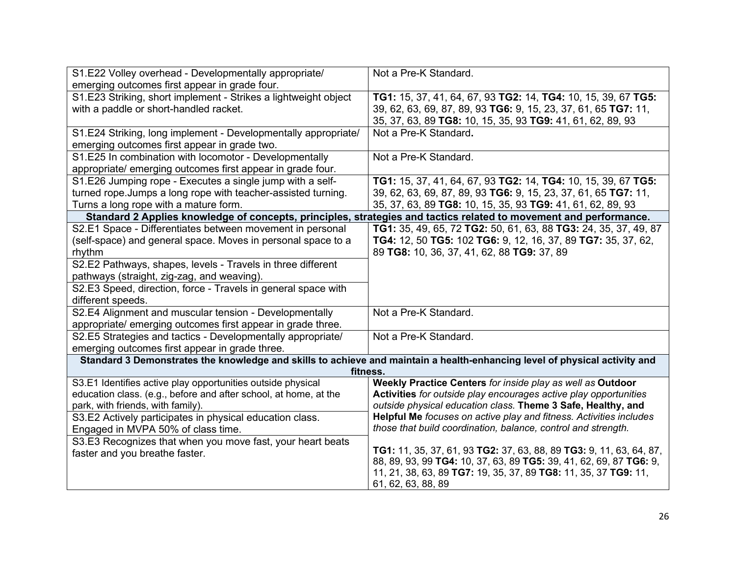| | |
|---|---|
| S1.E22 Volley overhead - Developmentally appropriate/ emerging outcomes first appear in grade four. | Not a Pre-K Standard. |
| S1.E23 Striking, short implement - Strikes a lightweight object with a paddle or short-handled racket. | **TG1:** 15, 37, 41, 64, 67, 93 **TG2:** 14, **TG4:** 10, 15, 39, 67 **TG5:** 39, 62, 63, 69, 87, 89, 93 **TG6:** 9, 15, 23, 37, 61, 65 **TG7:** 11, 35, 37, 63, 89 **TG8:** 10, 15, 35, 93 **TG9:** 41, 61, 62, 89, 93 |
| S1.E24 Striking, long implement - Developmentally appropriate/ emerging outcomes first appear in grade two. | Not a Pre-K Standard**.** |
| S1.E25 In combination with locomotor - Developmentally appropriate/ emerging outcomes first appear in grade four. | Not a Pre-K Standard. |
| S1.E26 Jumping rope - Executes a single jump with a self-turned rope.Jumps a long rope with teacher-assisted turning. Turns a long rope with a mature form. | **TG1:** 15, 37, 41, 64, 67, 93 **TG2:** 14, **TG4:** 10, 15, 39, 67 **TG5:** 39, 62, 63, 69, 87, 89, 93 **TG6:** 9, 15, 23, 37, 61, 65 **TG7:** 11, 35, 37, 63, 89 **TG8:** 10, 15, 35, 93 **TG9:** 41, 61, 62, 89, 93 |
| **Standard 2 Applies knowledge of concepts, principles, strategies and tactics related to movement and performance.** | |
| S2.E1 Space - Differentiates between movement in personal (self-space) and general space. Moves in personal space to a rhythm | **TG1:** 35, 49, 65, 72 **TG2:** 50, 61, 63, 88 **TG3:** 24, 35, 37, 49, 87 **TG4:** 12, 50 **TG5:** 102 **TG6:** 9, 12, 16, 37, 89 **TG7:** 35, 37, 62, 89 **TG8:** 10, 36, 37, 41, 62, 88 **TG9:** 37, 89 |
| S2.E2 Pathways, shapes, levels - Travels in three different pathways (straight, zig-zag, and weaving). | |
| S2.E3 Speed, direction, force - Travels in general space with different speeds. | |
| S2.E4 Alignment and muscular tension - Developmentally appropriate/ emerging outcomes first appear in grade three. | Not a Pre-K Standard. |
| S2.E5 Strategies and tactics - Developmentally appropriate/ emerging outcomes first appear in grade three. | Not a Pre-K Standard. |
| **Standard 3 Demonstrates the knowledge and skills to achieve and maintain a health-enhancing level of physical activity and fitness.** | |
| S3.E1 Identifies active play opportunities outside physical education class. (e.g., before and after school, at home, at the park, with friends, with family). | **Weekly Practice Centers** *for inside play as well as* **Outdoor Activities** *for outside play encourages active play opportunities outside physical education class.* **Theme 3 Safe, Healthy, and Helpful Me** *focuses on active play and fitness. Activities includes those that build coordination, balance, control and strength.* <br><br> **TG1:** 11, 35, 37, 61, 93 **TG2:** 37, 63, 88, 89 **TG3:** 9, 11, 63, 64, 87, 88, 89, 93, 99 **TG4:** 10, 37, 63, 89 **TG5:** 39, 41, 62, 69, 87 **TG6:** 9, 11, 21, 38, 63, 89 **TG7:** 19, 35, 37, 89 **TG8:** 11, 35, 37 **TG9:** 11, 61, 62, 63, 88, 89 |
| S3.E2 Actively participates in physical education class. Engaged in MVPA 50% of class time. | |
| S3.E3 Recognizes that when you move fast, your heart beats faster and you breathe faster. | |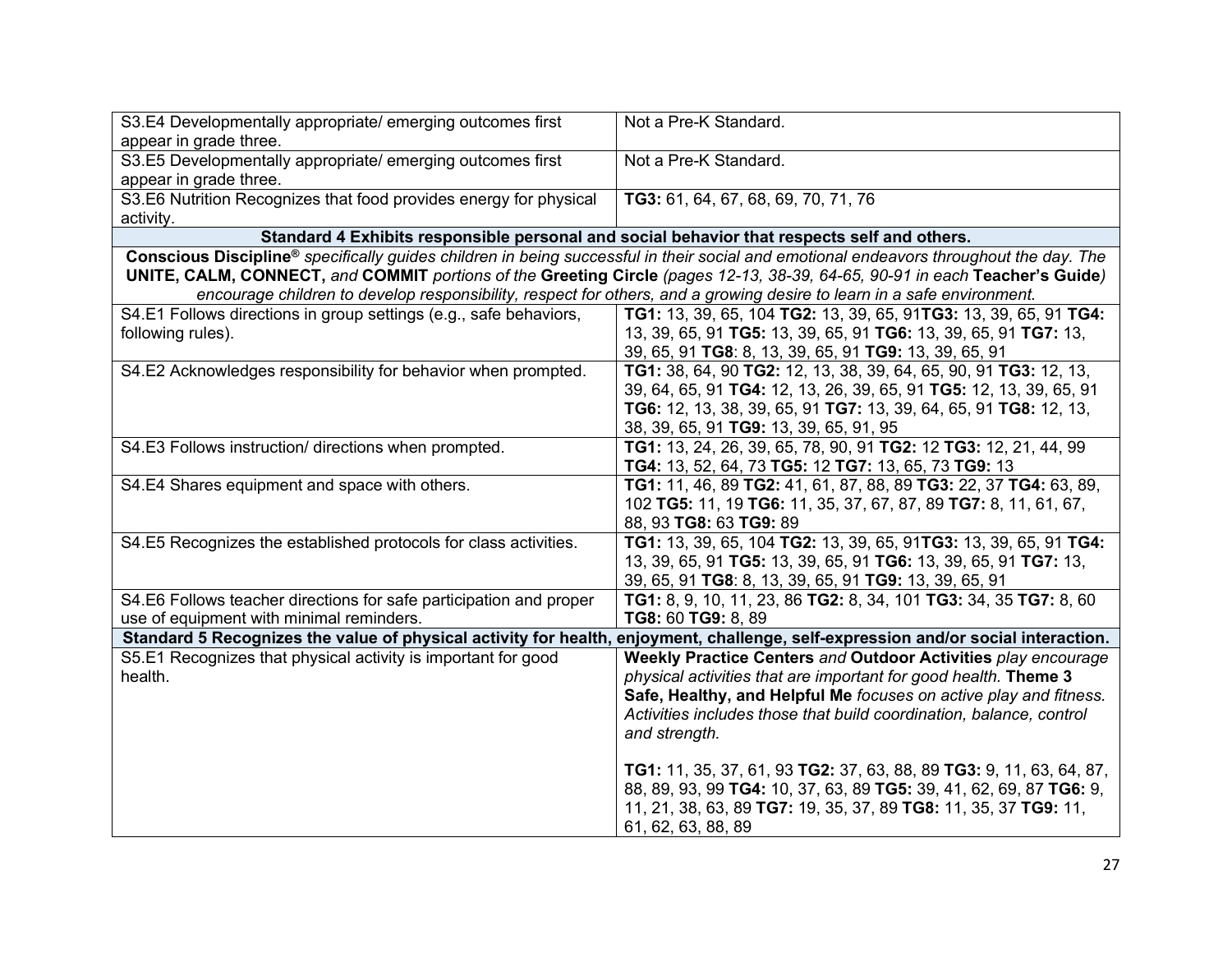| | |
|---|---|
| S3.E4 Developmentally appropriate/ emerging outcomes first appear in grade three. | Not a Pre-K Standard. |
| S3.E5 Developmentally appropriate/ emerging outcomes first appear in grade three. | Not a Pre-K Standard. |
| S3.E6 Nutrition Recognizes that food provides energy for physical activity. | **TG3:** 61, 64, 67, 68, 69, 70, 71, 76 |
| **Standard 4 Exhibits responsible personal and social behavior that respects self and others.** | |
| **Conscious Discipline®** *specifically guides children in being successful in their social and emotional endeavors throughout the day. The* **UNITE, CALM, CONNECT,** *and* **COMMIT** *portions of the* **Greeting Circle** *(pages 12-13, 38-39, 64-65, 90-91 in each* **Teacher's Guide***) encourage children to develop responsibility, respect for others, and a growing desire to learn in a safe environment.* | |
| S4.E1 Follows directions in group settings (e.g., safe behaviors, following rules). | **TG1:** 13, 39, 65, 104 **TG2:** 13, 39, 65, 91**TG3:** 13, 39, 65, 91 **TG4:** 13, 39, 65, 91 **TG5:** 13, 39, 65, 91 **TG6:** 13, 39, 65, 91 **TG7:** 13, 39, 65, 91 **TG8**: 8, 13, 39, 65, 91 **TG9:** 13, 39, 65, 91 |
| S4.E2 Acknowledges responsibility for behavior when prompted. | **TG1:** 38, 64, 90 **TG2:** 12, 13, 38, 39, 64, 65, 90, 91 **TG3:** 12, 13, 39, 64, 65, 91 **TG4:** 12, 13, 26, 39, 65, 91 **TG5:** 12, 13, 39, 65, 91 **TG6:** 12, 13, 38, 39, 65, 91 **TG7:** 13, 39, 64, 65, 91 **TG8:** 12, 13, 38, 39, 65, 91 **TG9:** 13, 39, 65, 91, 95 |
| S4.E3 Follows instruction/ directions when prompted. | **TG1:** 13, 24, 26, 39, 65, 78, 90, 91 **TG2:** 12 **TG3:** 12, 21, 44, 99 **TG4:** 13, 52, 64, 73 **TG5:** 12 **TG7:** 13, 65, 73 **TG9:** 13 |
| S4.E4 Shares equipment and space with others. | **TG1:** 11, 46, 89 **TG2:** 41, 61, 87, 88, 89 **TG3:** 22, 37 **TG4:** 63, 89, 102 **TG5:** 11, 19 **TG6:** 11, 35, 37, 67, 87, 89 **TG7:** 8, 11, 61, 67, 88, 93 **TG8:** 63 **TG9:** 89 |
| S4.E5 Recognizes the established protocols for class activities. | **TG1:** 13, 39, 65, 104 **TG2:** 13, 39, 65, 91**TG3:** 13, 39, 65, 91 **TG4:** 13, 39, 65, 91 **TG5:** 13, 39, 65, 91 **TG6:** 13, 39, 65, 91 **TG7:** 13, 39, 65, 91 **TG8**: 8, 13, 39, 65, 91 **TG9:** 13, 39, 65, 91 |
| S4.E6 Follows teacher directions for safe participation and proper use of equipment with minimal reminders. | **TG1:** 8, 9, 10, 11, 23, 86 **TG2:** 8, 34, 101 **TG3:** 34, 35 **TG7:** 8, 60 **TG8:** 60 **TG9:** 8, 89 |
| **Standard 5 Recognizes the value of physical activity for health, enjoyment, challenge, self-expression and/or social interaction.** | |
| S5.E1 Recognizes that physical activity is important for good health. | **Weekly Practice Centers** *and* **Outdoor Activities** *play encourage physical activities that are important for good health.* **Theme 3 Safe, Healthy, and Helpful Me** *focuses on active play and fitness. Activities includes those that build coordination, balance, control and strength.*<br><br>**TG1:** 11, 35, 37, 61, 93 **TG2:** 37, 63, 88, 89 **TG3:** 9, 11, 63, 64, 87, 88, 89, 93, 99 **TG4:** 10, 37, 63, 89 **TG5:** 39, 41, 62, 69, 87 **TG6:** 9, 11, 21, 38, 63, 89 **TG7:** 19, 35, 37, 89 **TG8:** 11, 35, 37 **TG9:** 11, 61, 62, 63, 88, 89 |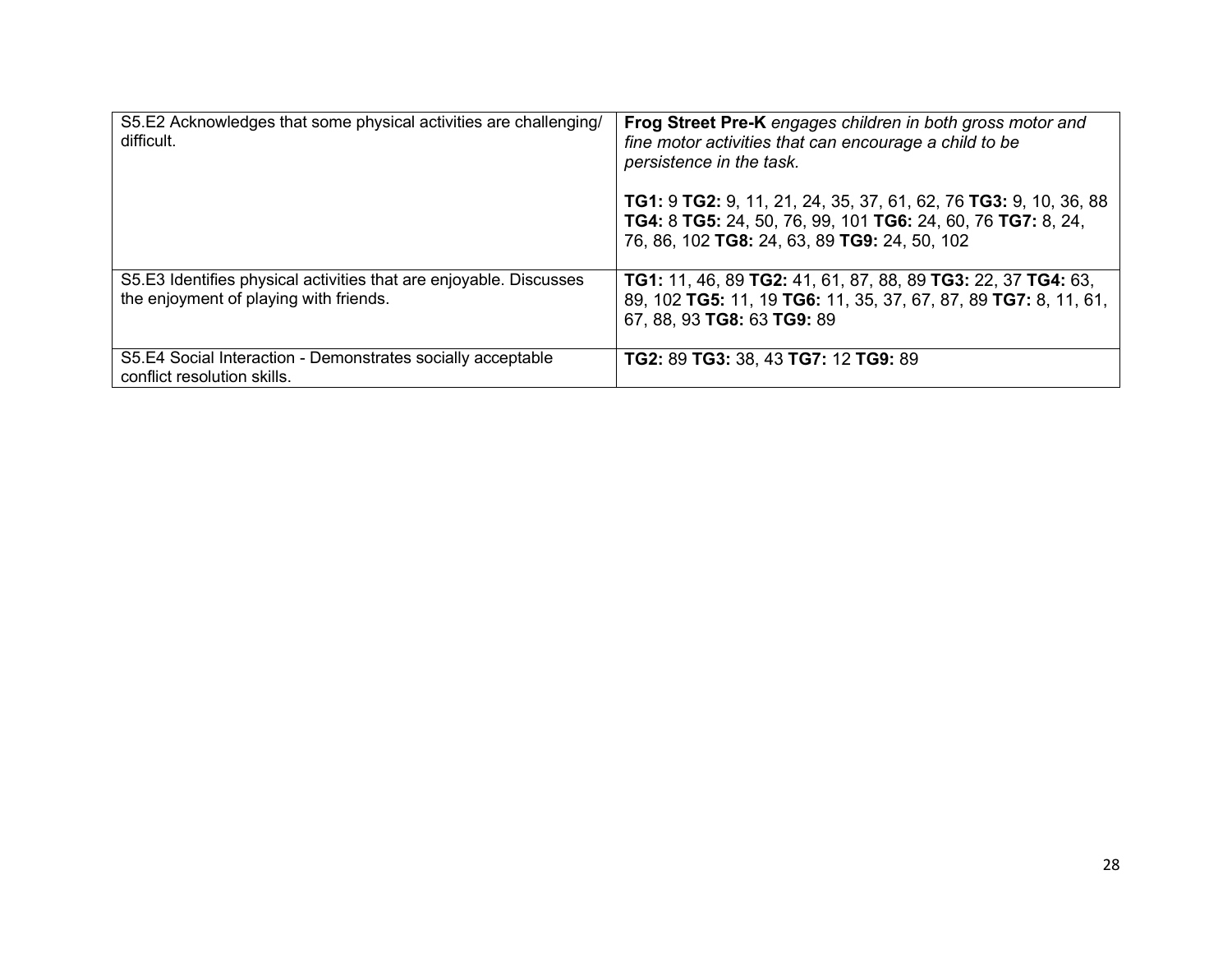| | |
|---|---|
| S5.E2 Acknowledges that some physical activities are challenging/ difficult. | **Frog Street Pre-K** *engages children in both gross motor and fine motor activities that can encourage a child to be persistence in the task.*<br><br>**TG1:** 9 **TG2:** 9, 11, 21, 24, 35, 37, 61, 62, 76 **TG3:** 9, 10, 36, 88 **TG4:** 8 **TG5:** 24, 50, 76, 99, 101 **TG6:** 24, 60, 76 **TG7:** 8, 24, 76, 86, 102 **TG8:** 24, 63, 89 **TG9:** 24, 50, 102 |
| S5.E3 Identifies physical activities that are enjoyable. Discusses the enjoyment of playing with friends. | **TG1:** 11, 46, 89 **TG2:** 41, 61, 87, 88, 89 **TG3:** 22, 37 **TG4:** 63, 89, 102 **TG5:** 11, 19 **TG6:** 11, 35, 37, 67, 87, 89 **TG7:** 8, 11, 61, 67, 88, 93 **TG8:** 63 **TG9:** 89 |
| S5.E4 Social Interaction - Demonstrates socially acceptable conflict resolution skills. | **TG2:** 89 **TG3:** 38, 43 **TG7:** 12 **TG9:** 89 |